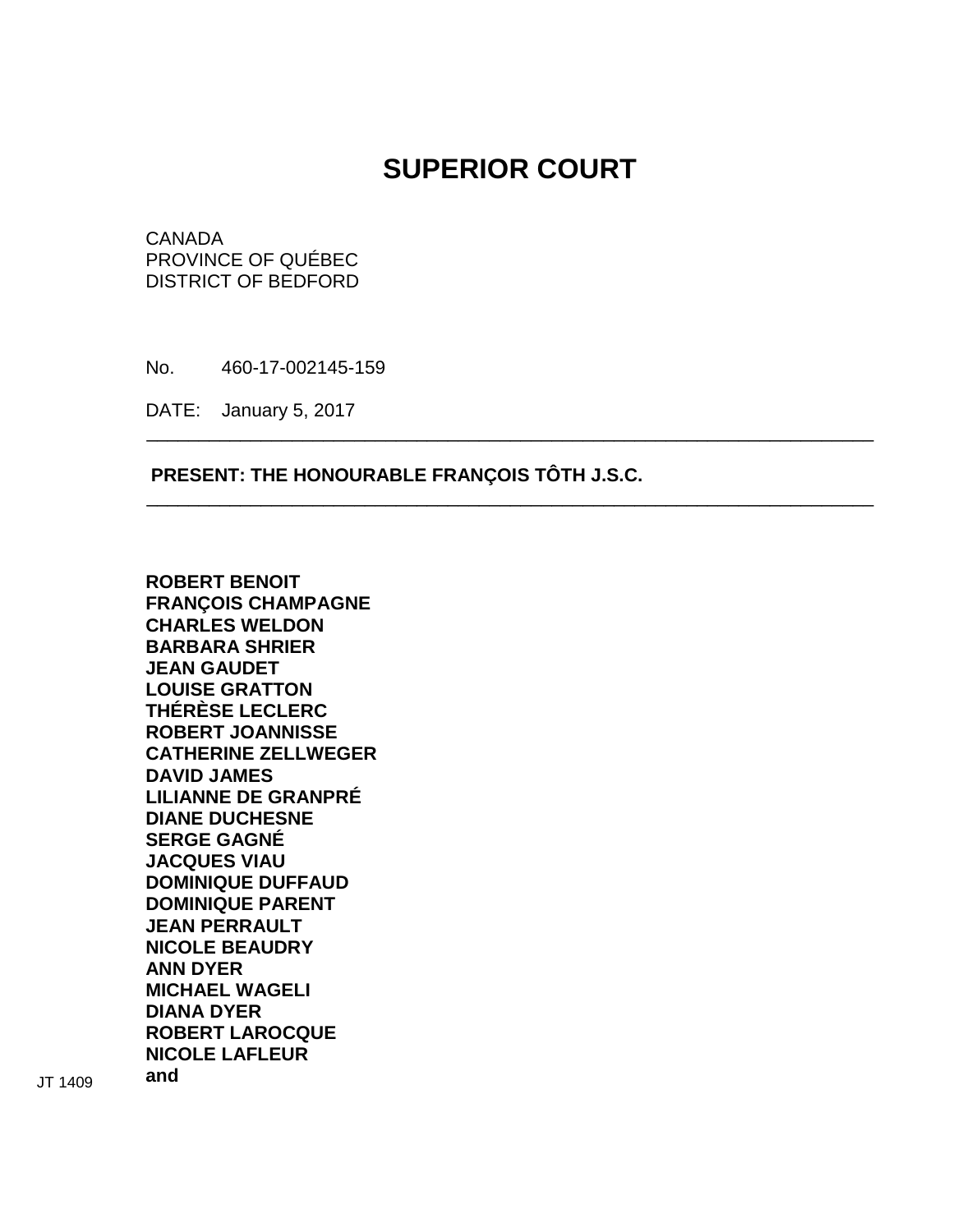# SUPERIOR COURT

CANADA
PROVINCE OF QUÉBEC
DISTRICT OF BEDFORD

No. 460-17-002145-159

DATE: January 5, 2017

---

**PRESENT: THE HONOURABLE FRANÇOIS TÔTH J.S.C.**

---

**ROBERT BENOIT**
**FRANÇOIS CHAMPAGNE**
**CHARLES WELDON**
**BARBARA SHRIER**
**JEAN GAUDET**
**LOUISE GRATTON**
**THÉRÈSE LECLERC**
**ROBERT JOANNISSE**
**CATHERINE ZELLWEGER**
**DAVID JAMES**
**LILIANNE DE GRANPRÉ**
**DIANE DUCHESNE**
**SERGE GAGNÉ**
**JACQUES VIAU**
**DOMINIQUE DUFFAUD**
**DOMINIQUE PARENT**
**JEAN PERRAULT**
**NICOLE BEAUDRY**
**ANN DYER**
**MICHAEL WAGELI**
**DIANA DYER**
**ROBERT LAROCQUE**
**NICOLE LAFLEUR**
**and**

JT 1409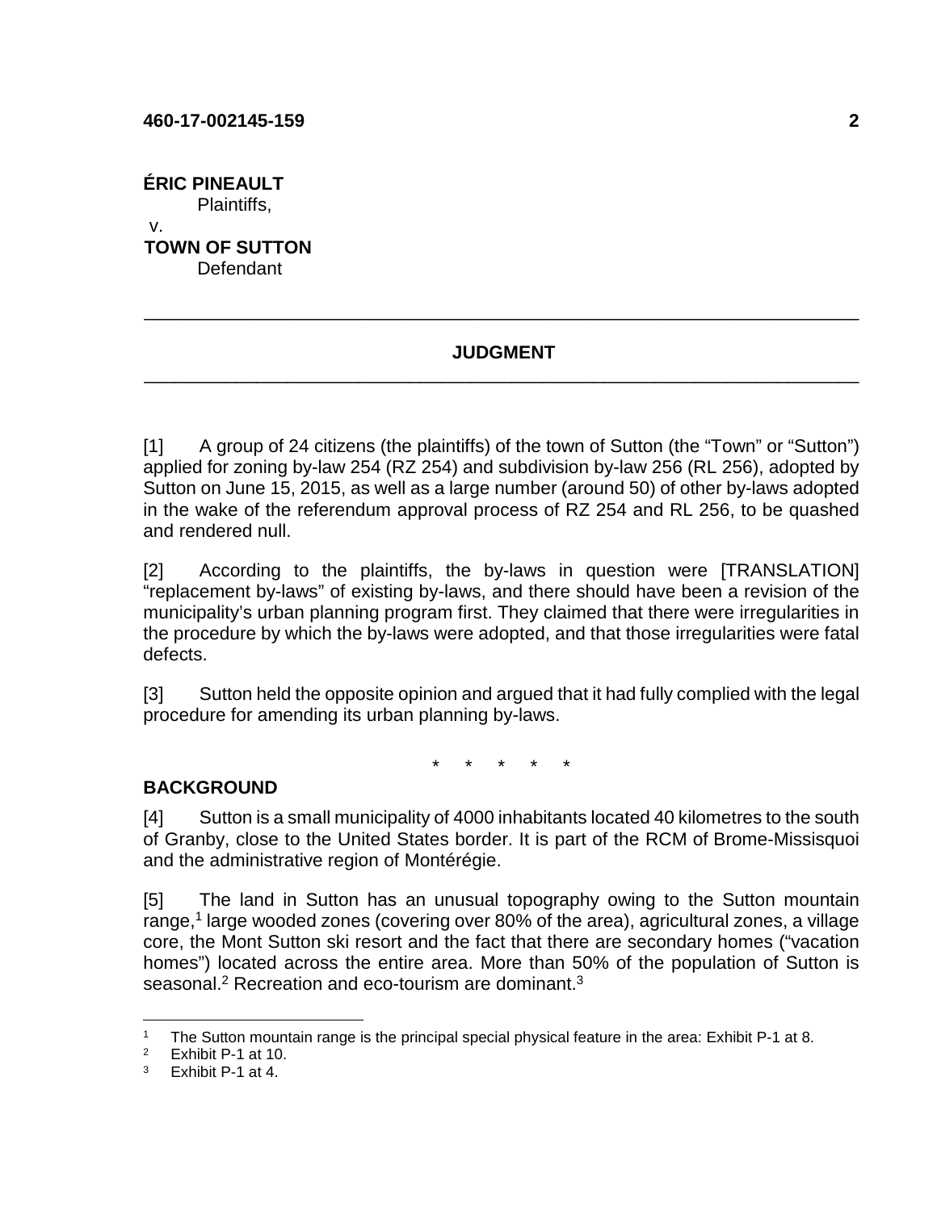**ÉRIC PINEAULT**
Plaintiffs,
v.
**TOWN OF SUTTON**
Defendant

---

## JUDGMENT

---

[1] A group of 24 citizens (the plaintiffs) of the town of Sutton (the "Town" or "Sutton") applied for zoning by-law 254 (RZ 254) and subdivision by-law 256 (RL 256), adopted by Sutton on June 15, 2015, as well as a large number (around 50) of other by-laws adopted in the wake of the referendum approval process of RZ 254 and RL 256, to be quashed and rendered null.

[2] According to the plaintiffs, the by-laws in question were [TRANSLATION] "replacement by-laws" of existing by-laws, and there should have been a revision of the municipality's urban planning program first. They claimed that there were irregularities in the procedure by which the by-laws were adopted, and that those irregularities were fatal defects.

[3] Sutton held the opposite opinion and argued that it had fully complied with the legal procedure for amending its urban planning by-laws.

\* \* \* \* \*

### BACKGROUND

[4] Sutton is a small municipality of 4000 inhabitants located 40 kilometres to the south of Granby, close to the United States border. It is part of the RCM of Brome-Missisquoi and the administrative region of Montérégie.

[5] The land in Sutton has an unusual topography owing to the Sutton mountain range,[1] large wooded zones (covering over 80% of the area), agricultural zones, a village core, the Mont Sutton ski resort and the fact that there are secondary homes ("vacation homes") located across the entire area. More than 50% of the population of Sutton is seasonal.[2] Recreation and eco-tourism are dominant.[3]

---

[1] The Sutton mountain range is the principal special physical feature in the area: Exhibit P-1 at 8.
[2] Exhibit P-1 at 10.
[3] Exhibit P-1 at 4.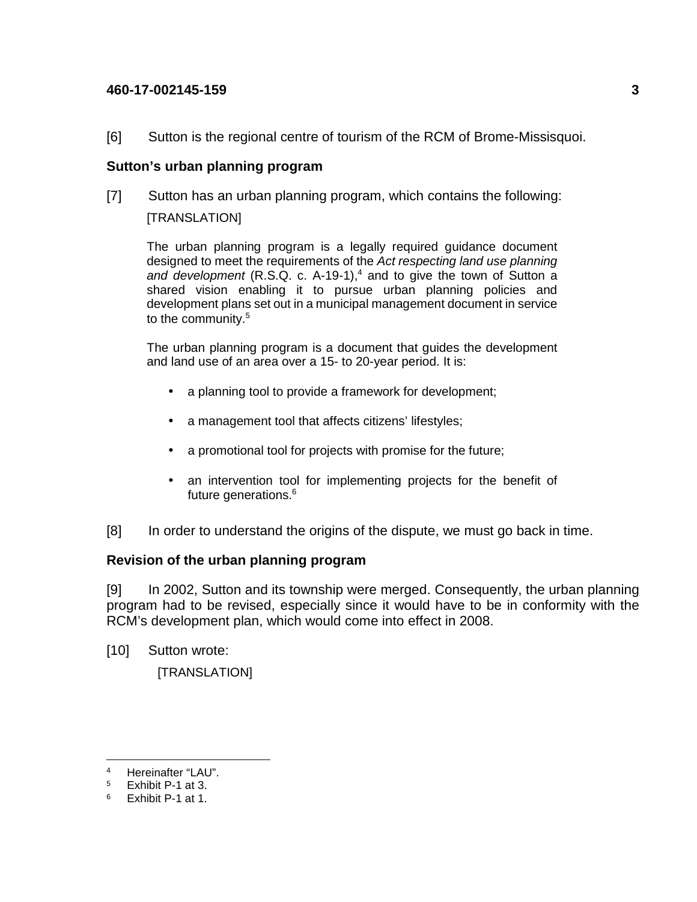[6] Sutton is the regional centre of tourism of the RCM of Brome-Missisquoi.

**Sutton's urban planning program**

[7] Sutton has an urban planning program, which contains the following:

[TRANSLATION]

> The urban planning program is a legally required guidance document designed to meet the requirements of the *Act respecting land use planning and development* (R.S.Q. c. A-19-1),[4] and to give the town of Sutton a shared vision enabling it to pursue urban planning policies and development plans set out in a municipal management document in service to the community.[5]
>
> The urban planning program is a document that guides the development and land use of an area over a 15- to 20-year period. It is:
>
> - a planning tool to provide a framework for development;
> - a management tool that affects citizens' lifestyles;
> - a promotional tool for projects with promise for the future;
> - an intervention tool for implementing projects for the benefit of future generations.[6]

[8] In order to understand the origins of the dispute, we must go back in time.

**Revision of the urban planning program**

[9] In 2002, Sutton and its township were merged. Consequently, the urban planning program had to be revised, especially since it would have to be in conformity with the RCM's development plan, which would come into effect in 2008.

[10] Sutton wrote:

[TRANSLATION]

---

[4] Hereinafter "LAU".
[5] Exhibit P-1 at 3.
[6] Exhibit P-1 at 1.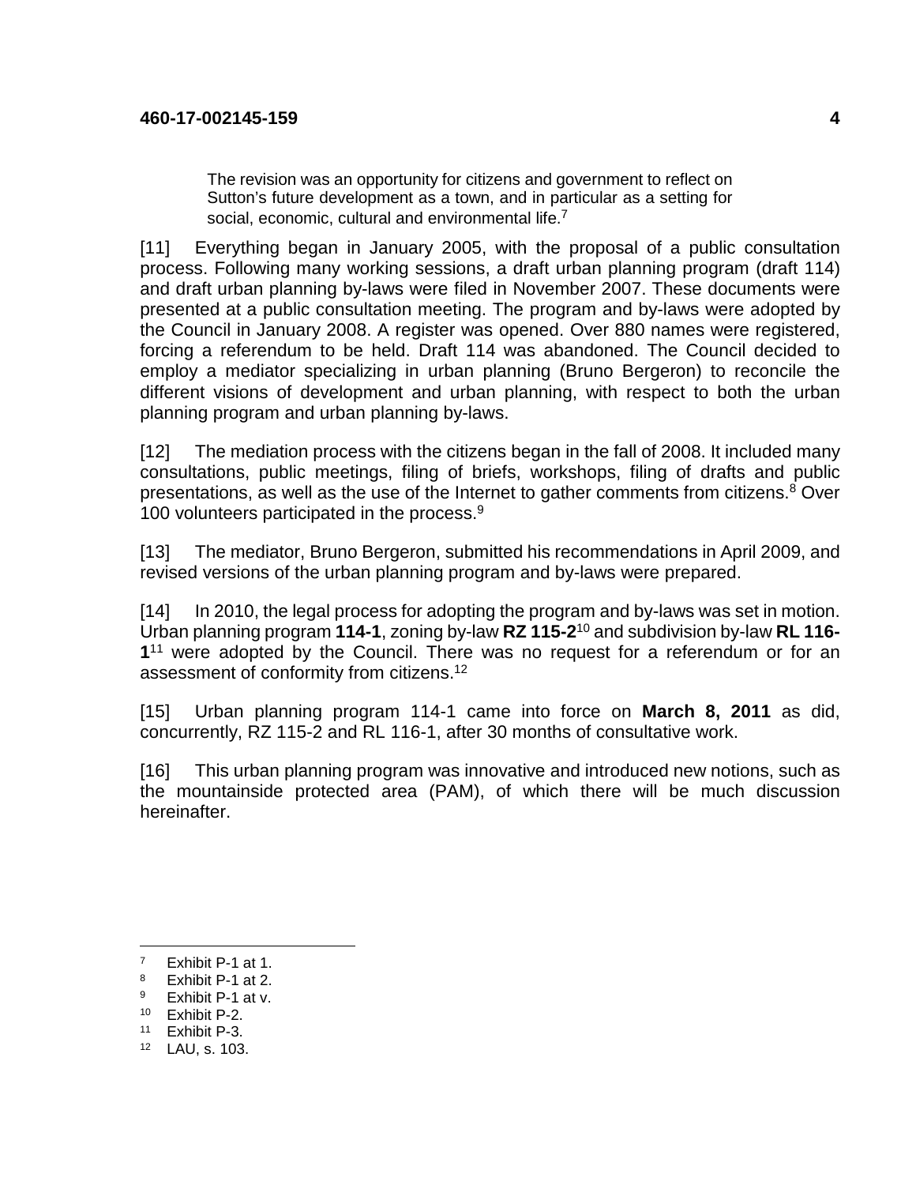> The revision was an opportunity for citizens and government to reflect on Sutton's future development as a town, and in particular as a setting for social, economic, cultural and environmental life.[7]

[11] Everything began in January 2005, with the proposal of a public consultation process. Following many working sessions, a draft urban planning program (draft 114) and draft urban planning by-laws were filed in November 2007. These documents were presented at a public consultation meeting. The program and by-laws were adopted by the Council in January 2008. A register was opened. Over 880 names were registered, forcing a referendum to be held. Draft 114 was abandoned. The Council decided to employ a mediator specializing in urban planning (Bruno Bergeron) to reconcile the different visions of development and urban planning, with respect to both the urban planning program and urban planning by-laws.

[12] The mediation process with the citizens began in the fall of 2008. It included many consultations, public meetings, filing of briefs, workshops, filing of drafts and public presentations, as well as the use of the Internet to gather comments from citizens.[8] Over 100 volunteers participated in the process.[9]

[13] The mediator, Bruno Bergeron, submitted his recommendations in April 2009, and revised versions of the urban planning program and by-laws were prepared.

[14] In 2010, the legal process for adopting the program and by-laws was set in motion. Urban planning program **114-1**, zoning by-law **RZ 115-2**[10] and subdivision by-law **RL 116-1**[11] were adopted by the Council. There was no request for a referendum or for an assessment of conformity from citizens.[12]

[15] Urban planning program 114-1 came into force on **March 8, 2011** as did, concurrently, RZ 115-2 and RL 116-1, after 30 months of consultative work.

[16] This urban planning program was innovative and introduced new notions, such as the mountainside protected area (PAM), of which there will be much discussion hereinafter.

---

[7] Exhibit P-1 at 1.
[8] Exhibit P-1 at 2.
[9] Exhibit P-1 at v.
[10] Exhibit P-2.
[11] Exhibit P-3.
[12] LAU, s. 103.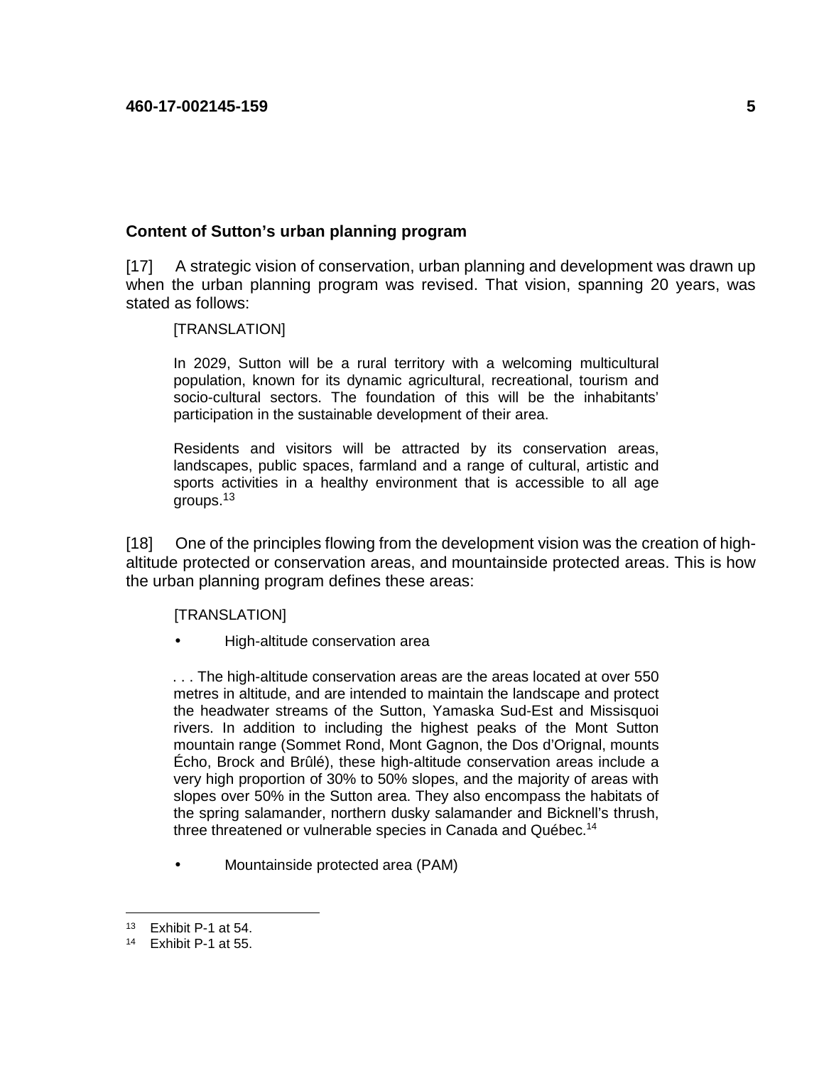## Content of Sutton's urban planning program

[17] A strategic vision of conservation, urban planning and development was drawn up when the urban planning program was revised. That vision, spanning 20 years, was stated as follows:

> [TRANSLATION]
>
> In 2029, Sutton will be a rural territory with a welcoming multicultural population, known for its dynamic agricultural, recreational, tourism and socio-cultural sectors. The foundation of this will be the inhabitants' participation in the sustainable development of their area.
>
> Residents and visitors will be attracted by its conservation areas, landscapes, public spaces, farmland and a range of cultural, artistic and sports activities in a healthy environment that is accessible to all age groups.[13]

[18] One of the principles flowing from the development vision was the creation of high-altitude protected or conservation areas, and mountainside protected areas. This is how the urban planning program defines these areas:

> [TRANSLATION]
>
> - High-altitude conservation area
>
> . . . The high-altitude conservation areas are the areas located at over 550 metres in altitude, and are intended to maintain the landscape and protect the headwater streams of the Sutton, Yamaska Sud-Est and Missisquoi rivers. In addition to including the highest peaks of the Mont Sutton mountain range (Sommet Rond, Mont Gagnon, the Dos d'Orignal, mounts Écho, Brock and Brûlé), these high-altitude conservation areas include a very high proportion of 30% to 50% slopes, and the majority of areas with slopes over 50% in the Sutton area. They also encompass the habitats of the spring salamander, northern dusky salamander and Bicknell's thrush, three threatened or vulnerable species in Canada and Québec.[14]
>
> - Mountainside protected area (PAM)

---

[13] Exhibit P-1 at 54.

[14] Exhibit P-1 at 55.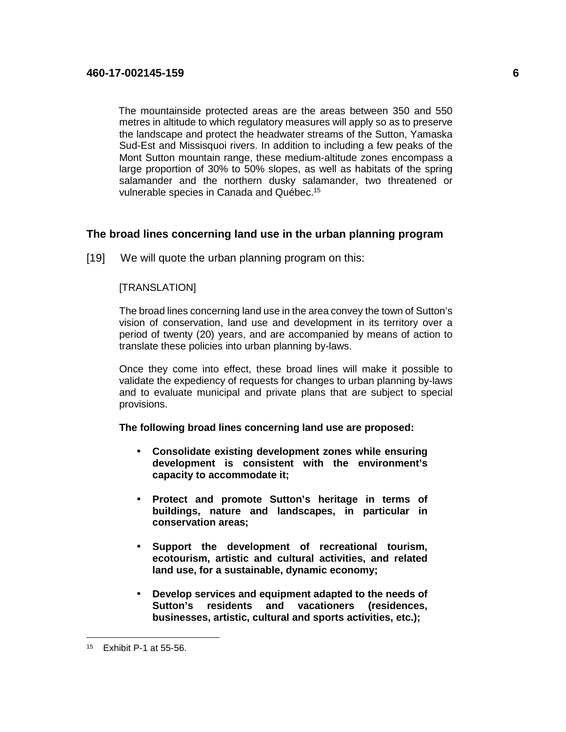The mountainside protected areas are the areas between 350 and 550 metres in altitude to which regulatory measures will apply so as to preserve the landscape and protect the headwater streams of the Sutton, Yamaska Sud-Est and Missisquoi rivers. In addition to including a few peaks of the Mont Sutton mountain range, these medium-altitude zones encompass a large proportion of 30% to 50% slopes, as well as habitats of the spring salamander and the northern dusky salamander, two threatened or vulnerable species in Canada and Québec.[15]

## The broad lines concerning land use in the urban planning program

[19] We will quote the urban planning program on this:

[TRANSLATION]

The broad lines concerning land use in the area convey the town of Sutton's vision of conservation, land use and development in its territory over a period of twenty (20) years, and are accompanied by means of action to translate these policies into urban planning by-laws.

Once they come into effect, these broad lines will make it possible to validate the expediency of requests for changes to urban planning by-laws and to evaluate municipal and private plans that are subject to special provisions.

**The following broad lines concerning land use are proposed:**

- **Consolidate existing development zones while ensuring development is consistent with the environment's capacity to accommodate it;**
- **Protect and promote Sutton's heritage in terms of buildings, nature and landscapes, in particular in conservation areas;**
- **Support the development of recreational tourism, ecotourism, artistic and cultural activities, and related land use, for a sustainable, dynamic economy;**
- **Develop services and equipment adapted to the needs of Sutton's residents and vacationers (residences, businesses, artistic, cultural and sports activities, etc.);**

---

[15] Exhibit P-1 at 55-56.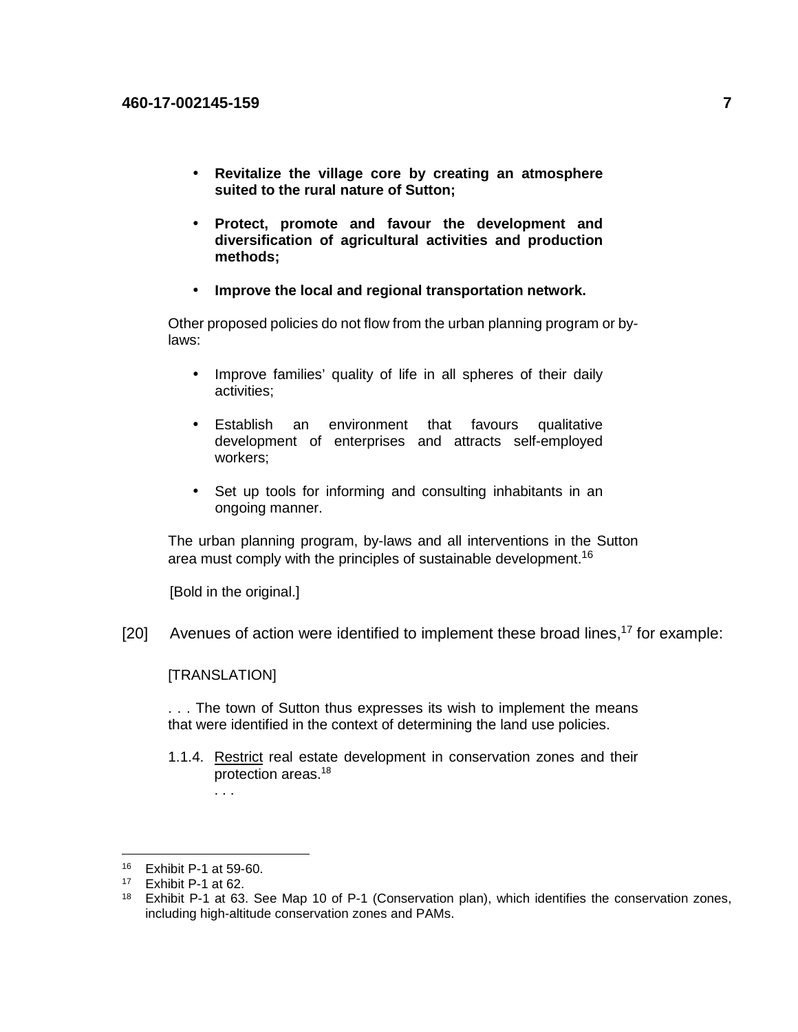- **Revitalize the village core by creating an atmosphere suited to the rural nature of Sutton;**

- **Protect, promote and favour the development and diversification of agricultural activities and production methods;**

- **Improve the local and regional transportation network.**

Other proposed policies do not flow from the urban planning program or by-laws:

- Improve families' quality of life in all spheres of their daily activities;

- Establish an environment that favours qualitative development of enterprises and attracts self-employed workers;

- Set up tools for informing and consulting inhabitants in an ongoing manner.

The urban planning program, by-laws and all interventions in the Sutton area must comply with the principles of sustainable development.[16]

[Bold in the original.]

[20] Avenues of action were identified to implement these broad lines,[17] for example:

[TRANSLATION]

. . . The town of Sutton thus expresses its wish to implement the means that were identified in the context of determining the land use policies.

1.1.4. <u>Restrict</u> real estate development in conservation zones and their protection areas.[18]

. . .

---

[16] Exhibit P-1 at 59-60.

[17] Exhibit P-1 at 62.

[18] Exhibit P-1 at 63. See Map 10 of P-1 (Conservation plan), which identifies the conservation zones, including high-altitude conservation zones and PAMs.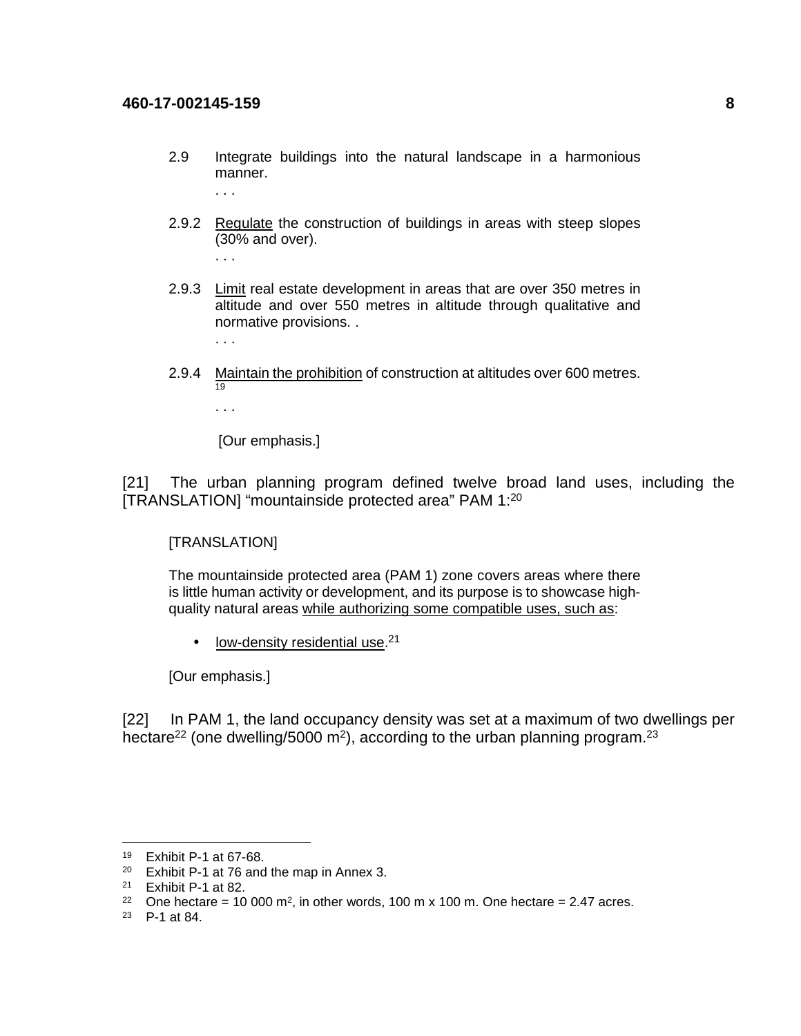> 2.9 Integrate buildings into the natural landscape in a harmonious manner.
>
> . . .
>
> 2.9.2 <u>Regulate</u> the construction of buildings in areas with steep slopes (30% and over).
>
> . . .
>
> 2.9.3 <u>Limit</u> real estate development in areas that are over 350 metres in altitude and over 550 metres in altitude through qualitative and normative provisions. .
>
> . . .
>
> 2.9.4 <u>Maintain the prohibition</u> of construction at altitudes over 600 metres.[19]
>
> . . .
>
> [Our emphasis.]

[21] The urban planning program defined twelve broad land uses, including the [TRANSLATION] "mountainside protected area" PAM 1:[20]

> [TRANSLATION]
>
> The mountainside protected area (PAM 1) zone covers areas where there is little human activity or development, and its purpose is to showcase high-quality natural areas <u>while authorizing some compatible uses, such as</u>:
>
> - <u>low-density residential use</u>.[21]
>
> [Our emphasis.]

[22] In PAM 1, the land occupancy density was set at a maximum of two dwellings per hectare[22] (one dwelling/5000 m$^2$), according to the urban planning program.[23]

---

[19] Exhibit P-1 at 67-68.

[20] Exhibit P-1 at 76 and the map in Annex 3.

[21] Exhibit P-1 at 82.

[22] One hectare = 10 000 m$^2$, in other words, 100 m x 100 m. One hectare = 2.47 acres.

[23] P-1 at 84.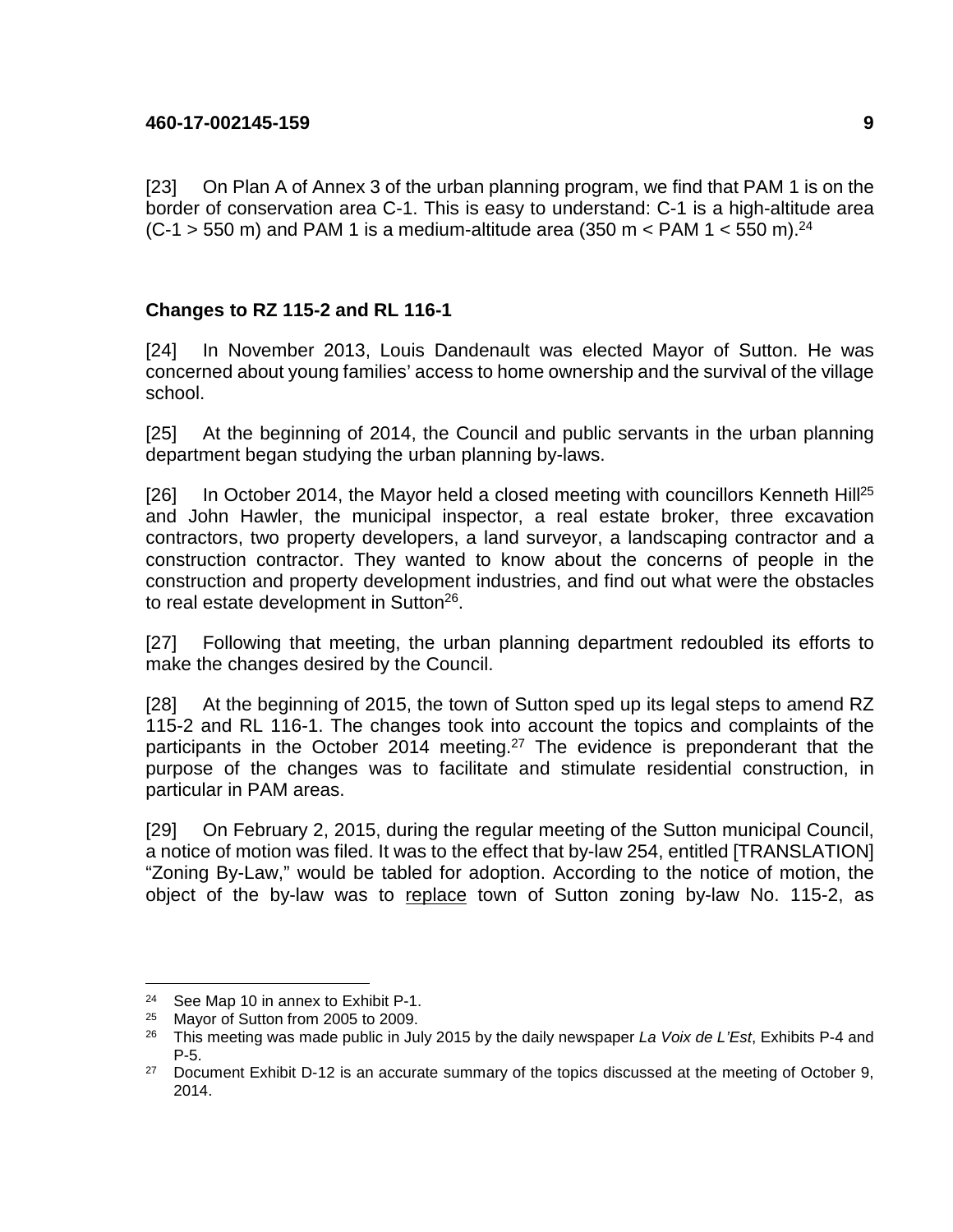[23] On Plan A of Annex 3 of the urban planning program, we find that PAM 1 is on the border of conservation area C-1. This is easy to understand: C-1 is a high-altitude area (C-1 > 550 m) and PAM 1 is a medium-altitude area (350 m < PAM 1 < 550 m).[24]

### Changes to RZ 115-2 and RL 116-1

[24] In November 2013, Louis Dandenault was elected Mayor of Sutton. He was concerned about young families' access to home ownership and the survival of the village school.

[25] At the beginning of 2014, the Council and public servants in the urban planning department began studying the urban planning by-laws.

[26] In October 2014, the Mayor held a closed meeting with councillors Kenneth Hill[25] and John Hawler, the municipal inspector, a real estate broker, three excavation contractors, two property developers, a land surveyor, a landscaping contractor and a construction contractor. They wanted to know about the concerns of people in the construction and property development industries, and find out what were the obstacles to real estate development in Sutton[26].

[27] Following that meeting, the urban planning department redoubled its efforts to make the changes desired by the Council.

[28] At the beginning of 2015, the town of Sutton sped up its legal steps to amend RZ 115-2 and RL 116-1. The changes took into account the topics and complaints of the participants in the October 2014 meeting.[27] The evidence is preponderant that the purpose of the changes was to facilitate and stimulate residential construction, in particular in PAM areas.

[29] On February 2, 2015, during the regular meeting of the Sutton municipal Council, a notice of motion was filed. It was to the effect that by-law 254, entitled [TRANSLATION] "Zoning By-Law," would be tabled for adoption. According to the notice of motion, the object of the by-law was to <u>replace</u> town of Sutton zoning by-law No. 115-2, as

---

[24] See Map 10 in annex to Exhibit P-1.

[25] Mayor of Sutton from 2005 to 2009.

[26] This meeting was made public in July 2015 by the daily newspaper *La Voix de L'Est*, Exhibits P-4 and P-5.

[27] Document Exhibit D-12 is an accurate summary of the topics discussed at the meeting of October 9, 2014.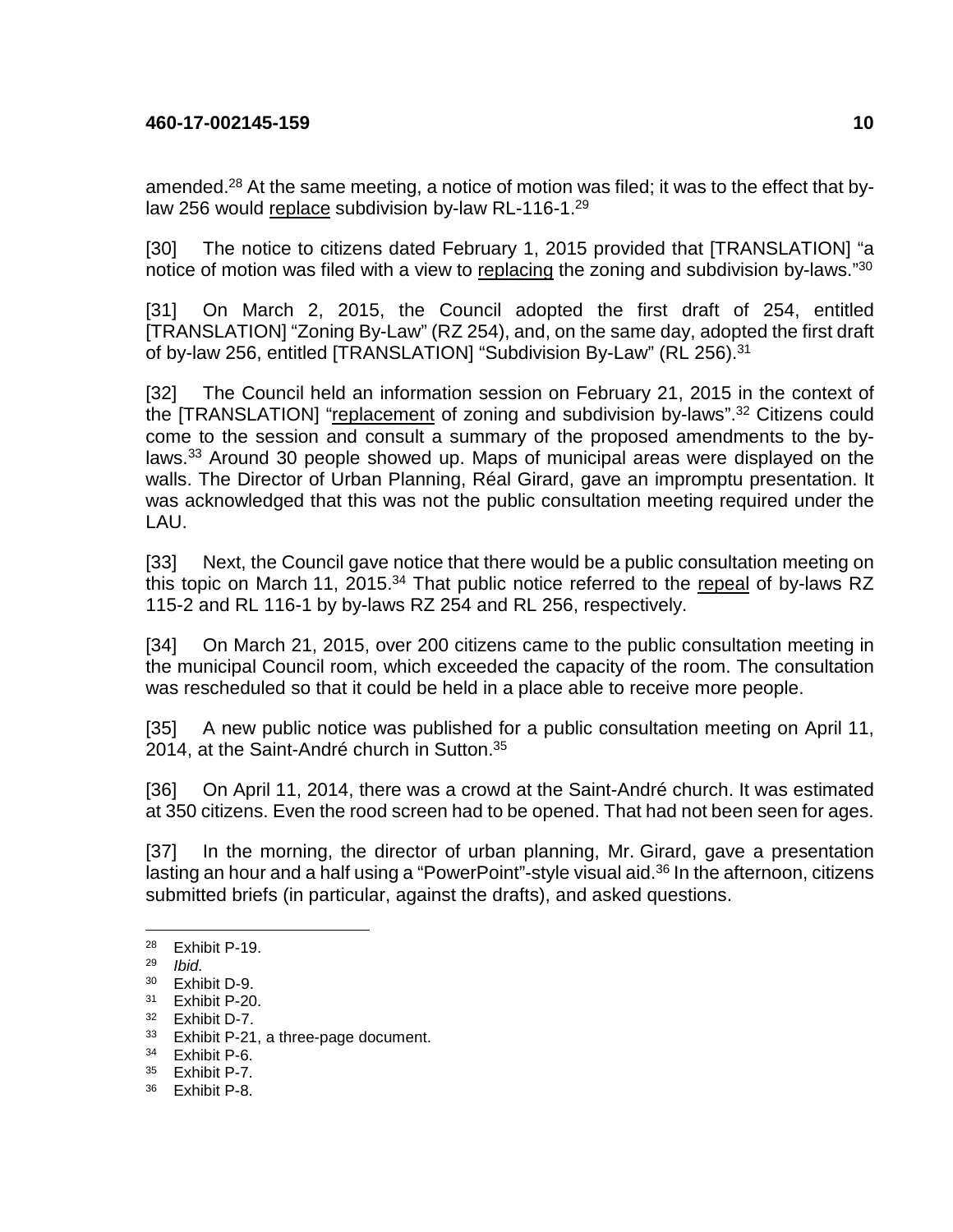amended.[28] At the same meeting, a notice of motion was filed; it was to the effect that by-law 256 would <u>replace</u> subdivision by-law RL-116-1.[29]

[30] The notice to citizens dated February 1, 2015 provided that [TRANSLATION] "a notice of motion was filed with a view to <u>replacing</u> the zoning and subdivision by-laws."[30]

[31] On March 2, 2015, the Council adopted the first draft of 254, entitled [TRANSLATION] "Zoning By-Law" (RZ 254), and, on the same day, adopted the first draft of by-law 256, entitled [TRANSLATION] "Subdivision By-Law" (RL 256).[31]

[32] The Council held an information session on February 21, 2015 in the context of the [TRANSLATION] "<u>replacement</u> of zoning and subdivision by-laws".[32] Citizens could come to the session and consult a summary of the proposed amendments to the by-laws.[33] Around 30 people showed up. Maps of municipal areas were displayed on the walls. The Director of Urban Planning, Réal Girard, gave an impromptu presentation. It was acknowledged that this was not the public consultation meeting required under the LAU.

[33] Next, the Council gave notice that there would be a public consultation meeting on this topic on March 11, 2015.[34] That public notice referred to the <u>repeal</u> of by-laws RZ 115-2 and RL 116-1 by by-laws RZ 254 and RL 256, respectively.

[34] On March 21, 2015, over 200 citizens came to the public consultation meeting in the municipal Council room, which exceeded the capacity of the room. The consultation was rescheduled so that it could be held in a place able to receive more people.

[35] A new public notice was published for a public consultation meeting on April 11, 2014, at the Saint-André church in Sutton.[35]

[36] On April 11, 2014, there was a crowd at the Saint-André church. It was estimated at 350 citizens. Even the rood screen had to be opened. That had not been seen for ages.

[37] In the morning, the director of urban planning, Mr. Girard, gave a presentation lasting an hour and a half using a "PowerPoint"-style visual aid.[36] In the afternoon, citizens submitted briefs (in particular, against the drafts), and asked questions.

---

[28] Exhibit P-19.
[29] *Ibid.*
[30] Exhibit D-9.
[31] Exhibit P-20.
[32] Exhibit D-7.
[33] Exhibit P-21, a three-page document.
[34] Exhibit P-6.
[35] Exhibit P-7.
[36] Exhibit P-8.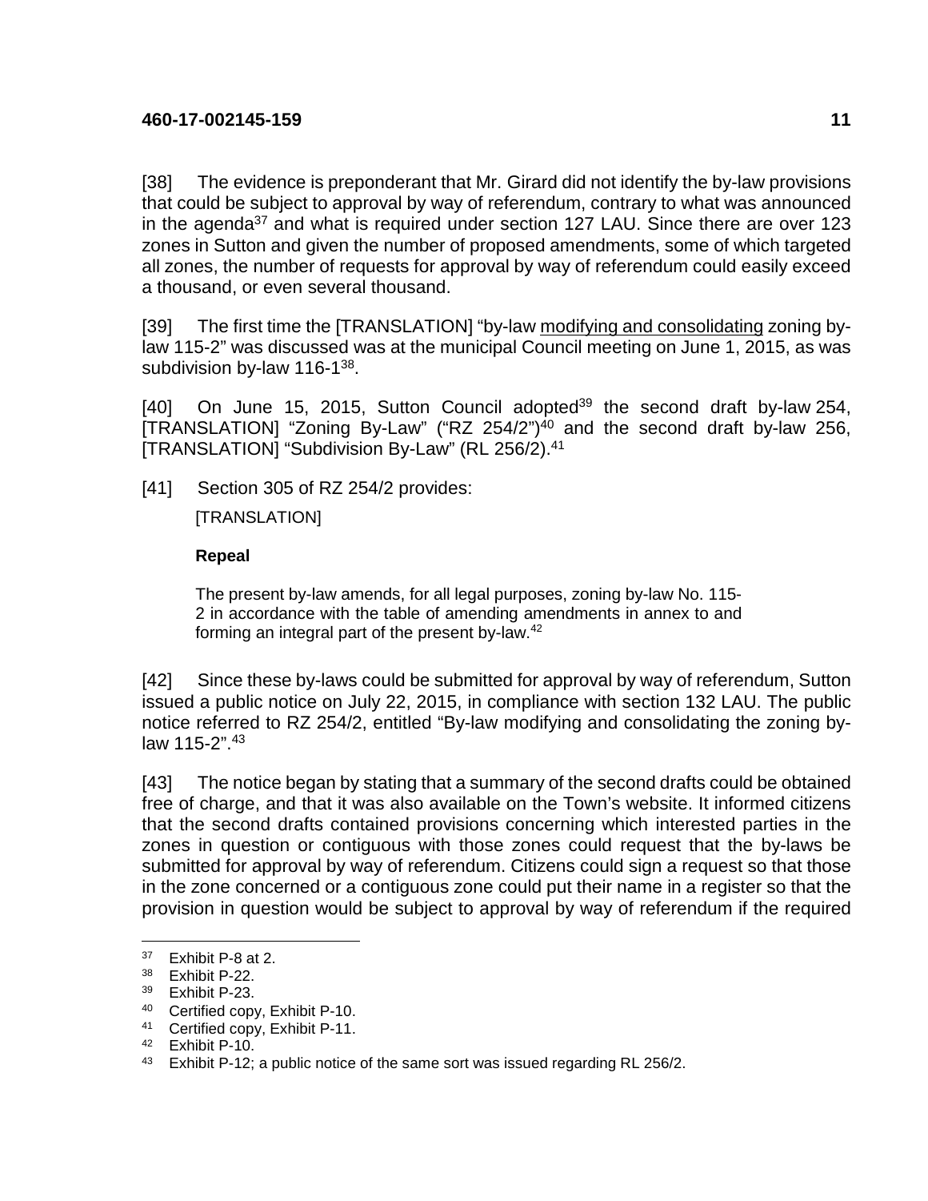[38] The evidence is preponderant that Mr. Girard did not identify the by-law provisions that could be subject to approval by way of referendum, contrary to what was announced in the agenda[37] and what is required under section 127 LAU. Since there are over 123 zones in Sutton and given the number of proposed amendments, some of which targeted all zones, the number of requests for approval by way of referendum could easily exceed a thousand, or even several thousand.

[39] The first time the [TRANSLATION] "by-law <u>modifying and consolidating</u> zoning by-law 115-2" was discussed was at the municipal Council meeting on June 1, 2015, as was subdivision by-law 116-1[38].

[40] On June 15, 2015, Sutton Council adopted[39] the second draft by-law 254, [TRANSLATION] "Zoning By-Law" ("RZ 254/2")[40] and the second draft by-law 256, [TRANSLATION] "Subdivision By-Law" (RL 256/2).[41]

[41] Section 305 of RZ 254/2 provides:

> [TRANSLATION]
>
> **Repeal**
>
> The present by-law amends, for all legal purposes, zoning by-law No. 115-2 in accordance with the table of amending amendments in annex to and forming an integral part of the present by-law.[42]

[42] Since these by-laws could be submitted for approval by way of referendum, Sutton issued a public notice on July 22, 2015, in compliance with section 132 LAU. The public notice referred to RZ 254/2, entitled "By-law modifying and consolidating the zoning by-law 115-2".[43]

[43] The notice began by stating that a summary of the second drafts could be obtained free of charge, and that it was also available on the Town's website. It informed citizens that the second drafts contained provisions concerning which interested parties in the zones in question or contiguous with those zones could request that the by-laws be submitted for approval by way of referendum. Citizens could sign a request so that those in the zone concerned or a contiguous zone could put their name in a register so that the provision in question would be subject to approval by way of referendum if the required

---

[37] Exhibit P-8 at 2.

[38] Exhibit P-22.

[39] Exhibit P-23.

[40] Certified copy, Exhibit P-10.

[41] Certified copy, Exhibit P-11.

[42] Exhibit P-10.

[43] Exhibit P-12; a public notice of the same sort was issued regarding RL 256/2.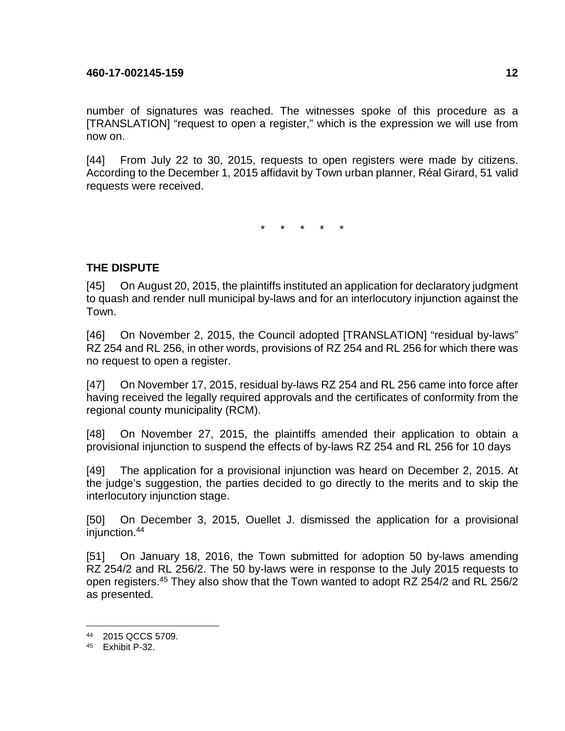number of signatures was reached. The witnesses spoke of this procedure as a [TRANSLATION] “request to open a register,” which is the expression we will use from now on.

[44] From July 22 to 30, 2015, requests to open registers were made by citizens. According to the December 1, 2015 affidavit by Town urban planner, Réal Girard, 51 valid requests were received.

\* \* \* \* \*

## THE DISPUTE

[45] On August 20, 2015, the plaintiffs instituted an application for declaratory judgment to quash and render null municipal by-laws and for an interlocutory injunction against the Town.

[46] On November 2, 2015, the Council adopted [TRANSLATION] “residual by-laws” RZ 254 and RL 256, in other words, provisions of RZ 254 and RL 256 for which there was no request to open a register.

[47] On November 17, 2015, residual by-laws RZ 254 and RL 256 came into force after having received the legally required approvals and the certificates of conformity from the regional county municipality (RCM).

[48] On November 27, 2015, the plaintiffs amended their application to obtain a provisional injunction to suspend the effects of by-laws RZ 254 and RL 256 for 10 days

[49] The application for a provisional injunction was heard on December 2, 2015. At the judge’s suggestion, the parties decided to go directly to the merits and to skip the interlocutory injunction stage.

[50] On December 3, 2015, Ouellet J. dismissed the application for a provisional injunction.[44]

[51] On January 18, 2016, the Town submitted for adoption 50 by-laws amending RZ 254/2 and RL 256/2. The 50 by-laws were in response to the July 2015 requests to open registers.[45] They also show that the Town wanted to adopt RZ 254/2 and RL 256/2 as presented.

---

[44] 2015 QCCS 5709.

[45] Exhibit P-32.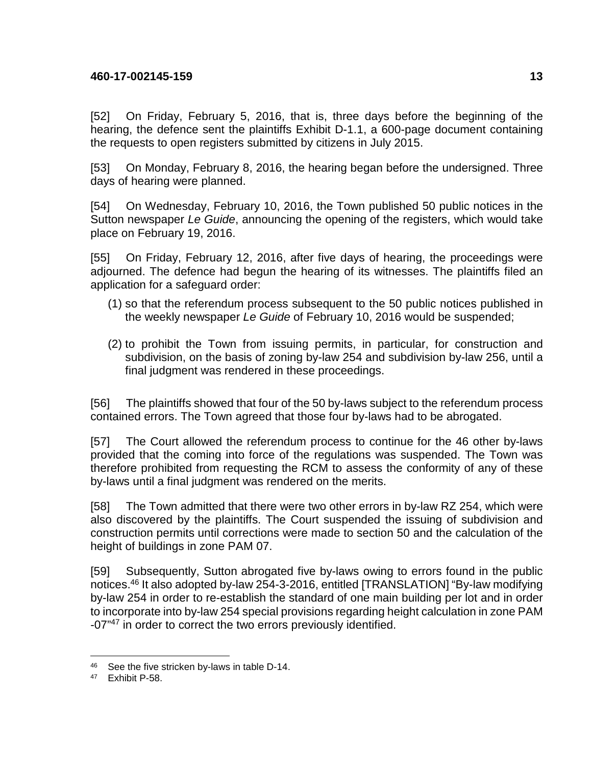[52] On Friday, February 5, 2016, that is, three days before the beginning of the hearing, the defence sent the plaintiffs Exhibit D-1.1, a 600-page document containing the requests to open registers submitted by citizens in July 2015.

[53] On Monday, February 8, 2016, the hearing began before the undersigned. Three days of hearing were planned.

[54] On Wednesday, February 10, 2016, the Town published 50 public notices in the Sutton newspaper *Le Guide*, announcing the opening of the registers, which would take place on February 19, 2016.

[55] On Friday, February 12, 2016, after five days of hearing, the proceedings were adjourned. The defence had begun the hearing of its witnesses. The plaintiffs filed an application for a safeguard order:

(1) so that the referendum process subsequent to the 50 public notices published in the weekly newspaper *Le Guide* of February 10, 2016 would be suspended;

(2) to prohibit the Town from issuing permits, in particular, for construction and subdivision, on the basis of zoning by-law 254 and subdivision by-law 256, until a final judgment was rendered in these proceedings.

[56] The plaintiffs showed that four of the 50 by-laws subject to the referendum process contained errors. The Town agreed that those four by-laws had to be abrogated.

[57] The Court allowed the referendum process to continue for the 46 other by-laws provided that the coming into force of the regulations was suspended. The Town was therefore prohibited from requesting the RCM to assess the conformity of any of these by-laws until a final judgment was rendered on the merits.

[58] The Town admitted that there were two other errors in by-law RZ 254, which were also discovered by the plaintiffs. The Court suspended the issuing of subdivision and construction permits until corrections were made to section 50 and the calculation of the height of buildings in zone PAM 07.

[59] Subsequently, Sutton abrogated five by-laws owing to errors found in the public notices.[46] It also adopted by-law 254-3-2016, entitled [TRANSLATION] "By-law modifying by-law 254 in order to re-establish the standard of one main building per lot and in order to incorporate into by-law 254 special provisions regarding height calculation in zone PAM -07"[47] in order to correct the two errors previously identified.

---

[46] See the five stricken by-laws in table D-14.

[47] Exhibit P-58.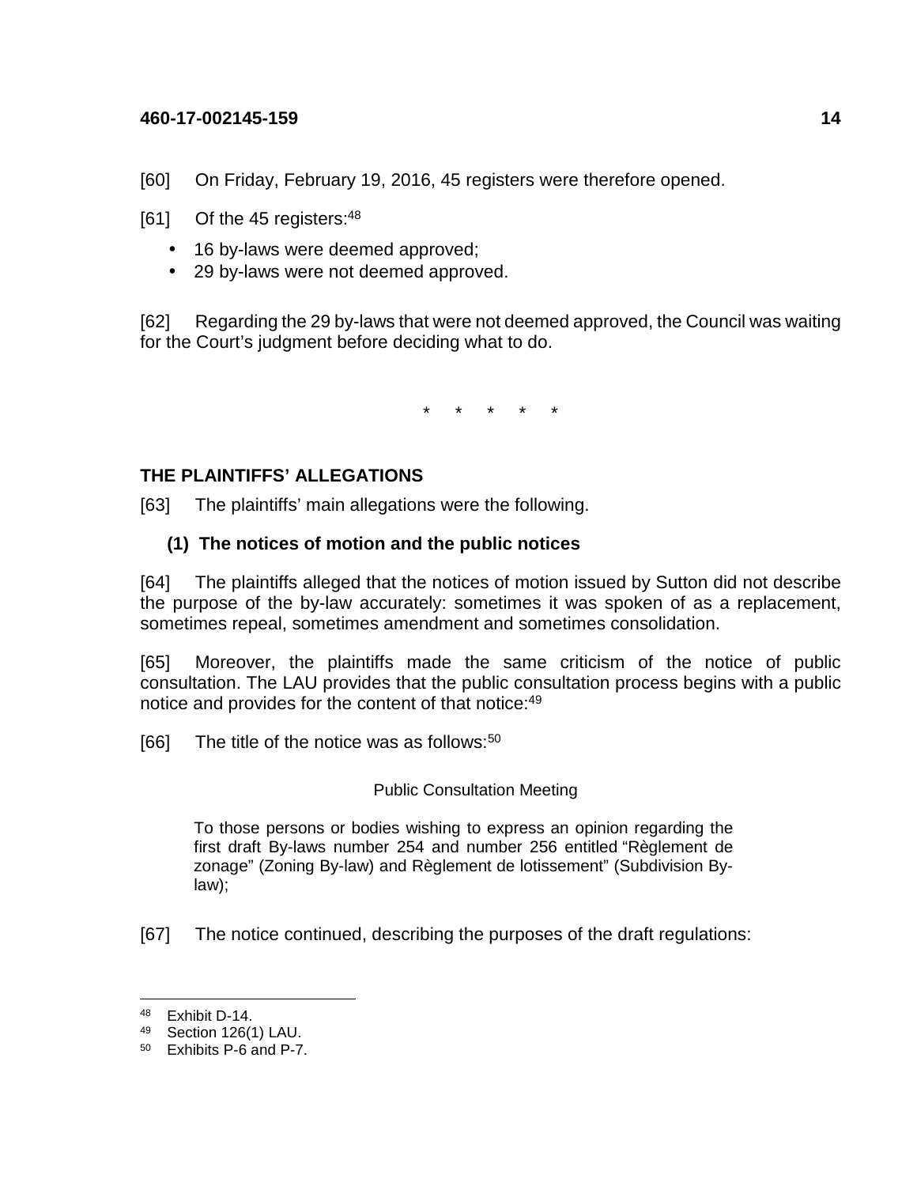[60] On Friday, February 19, 2016, 45 registers were therefore opened.

[61] Of the 45 registers:[48]

- 16 by-laws were deemed approved;
- 29 by-laws were not deemed approved.

[62] Regarding the 29 by-laws that were not deemed approved, the Council was waiting for the Court's judgment before deciding what to do.

\* \* \* \* \*

## THE PLAINTIFFS' ALLEGATIONS

[63] The plaintiffs' main allegations were the following.

### (1) The notices of motion and the public notices

[64] The plaintiffs alleged that the notices of motion issued by Sutton did not describe the purpose of the by-law accurately: sometimes it was spoken of as a replacement, sometimes repeal, sometimes amendment and sometimes consolidation.

[65] Moreover, the plaintiffs made the same criticism of the notice of public consultation. The LAU provides that the public consultation process begins with a public notice and provides for the content of that notice:[49]

[66] The title of the notice was as follows:[50]

> Public Consultation Meeting
>
> To those persons or bodies wishing to express an opinion regarding the first draft By-laws number 254 and number 256 entitled "Règlement de zonage" (Zoning By-law) and Règlement de lotissement" (Subdivision By-law);

[67] The notice continued, describing the purposes of the draft regulations:

---

[48] Exhibit D-14.
[49] Section 126(1) LAU.
[50] Exhibits P-6 and P-7.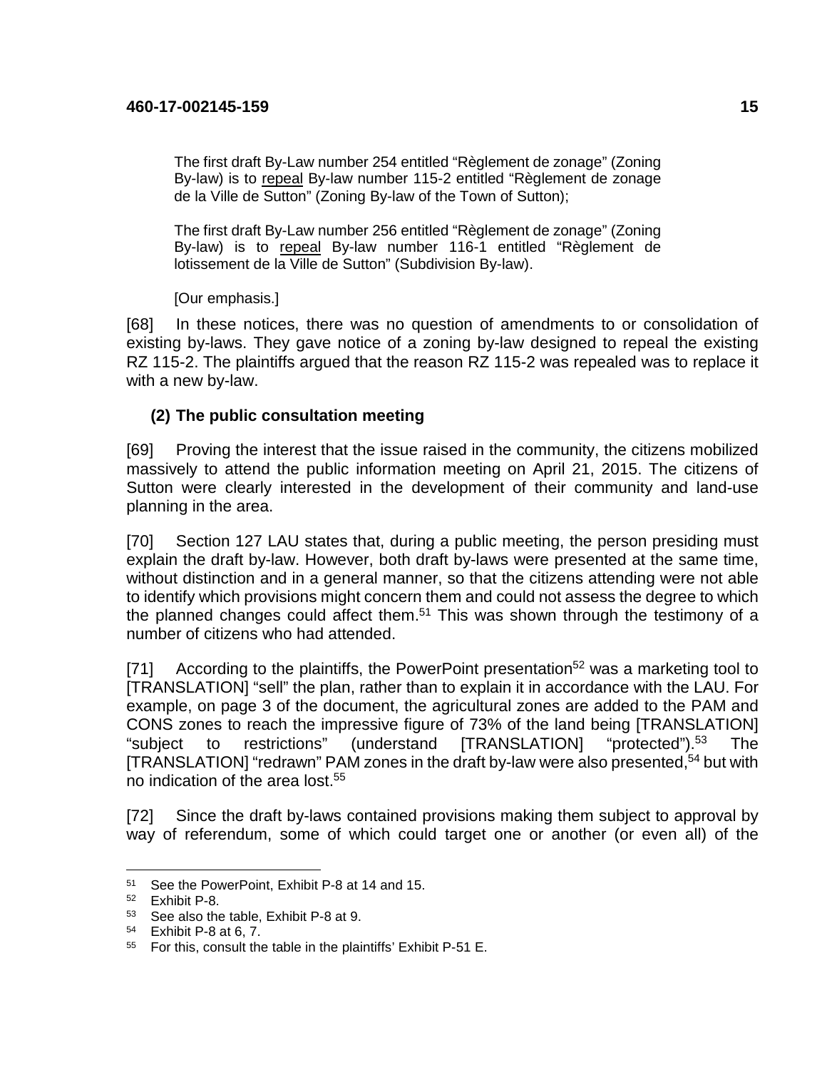> The first draft By-Law number 254 entitled "Règlement de zonage" (Zoning By-law) is to repeal By-law number 115-2 entitled "Règlement de zonage de la Ville de Sutton" (Zoning By-law of the Town of Sutton);
>
> The first draft By-Law number 256 entitled "Règlement de zonage" (Zoning By-law) is to repeal By-law number 116-1 entitled "Règlement de lotissement de la Ville de Sutton" (Subdivision By-law).
>
> [Our emphasis.]

[68] In these notices, there was no question of amendments to or consolidation of existing by-laws. They gave notice of a zoning by-law designed to repeal the existing RZ 115-2. The plaintiffs argued that the reason RZ 115-2 was repealed was to replace it with a new by-law.

### (2) The public consultation meeting

[69] Proving the interest that the issue raised in the community, the citizens mobilized massively to attend the public information meeting on April 21, 2015. The citizens of Sutton were clearly interested in the development of their community and land-use planning in the area.

[70] Section 127 LAU states that, during a public meeting, the person presiding must explain the draft by-law. However, both draft by-laws were presented at the same time, without distinction and in a general manner, so that the citizens attending were not able to identify which provisions might concern them and could not assess the degree to which the planned changes could affect them.[51] This was shown through the testimony of a number of citizens who had attended.

[71] According to the plaintiffs, the PowerPoint presentation[52] was a marketing tool to [TRANSLATION] "sell" the plan, rather than to explain it in accordance with the LAU. For example, on page 3 of the document, the agricultural zones are added to the PAM and CONS zones to reach the impressive figure of 73% of the land being [TRANSLATION] "subject to restrictions" (understand [TRANSLATION] "protected").[53] The [TRANSLATION] "redrawn" PAM zones in the draft by-law were also presented,[54] but with no indication of the area lost.[55]

[72] Since the draft by-laws contained provisions making them subject to approval by way of referendum, some of which could target one or another (or even all) of the

---

[51] See the PowerPoint, Exhibit P-8 at 14 and 15.

[52] Exhibit P-8.

[53] See also the table, Exhibit P-8 at 9.

[54] Exhibit P-8 at 6, 7.

[55] For this, consult the table in the plaintiffs' Exhibit P-51 E.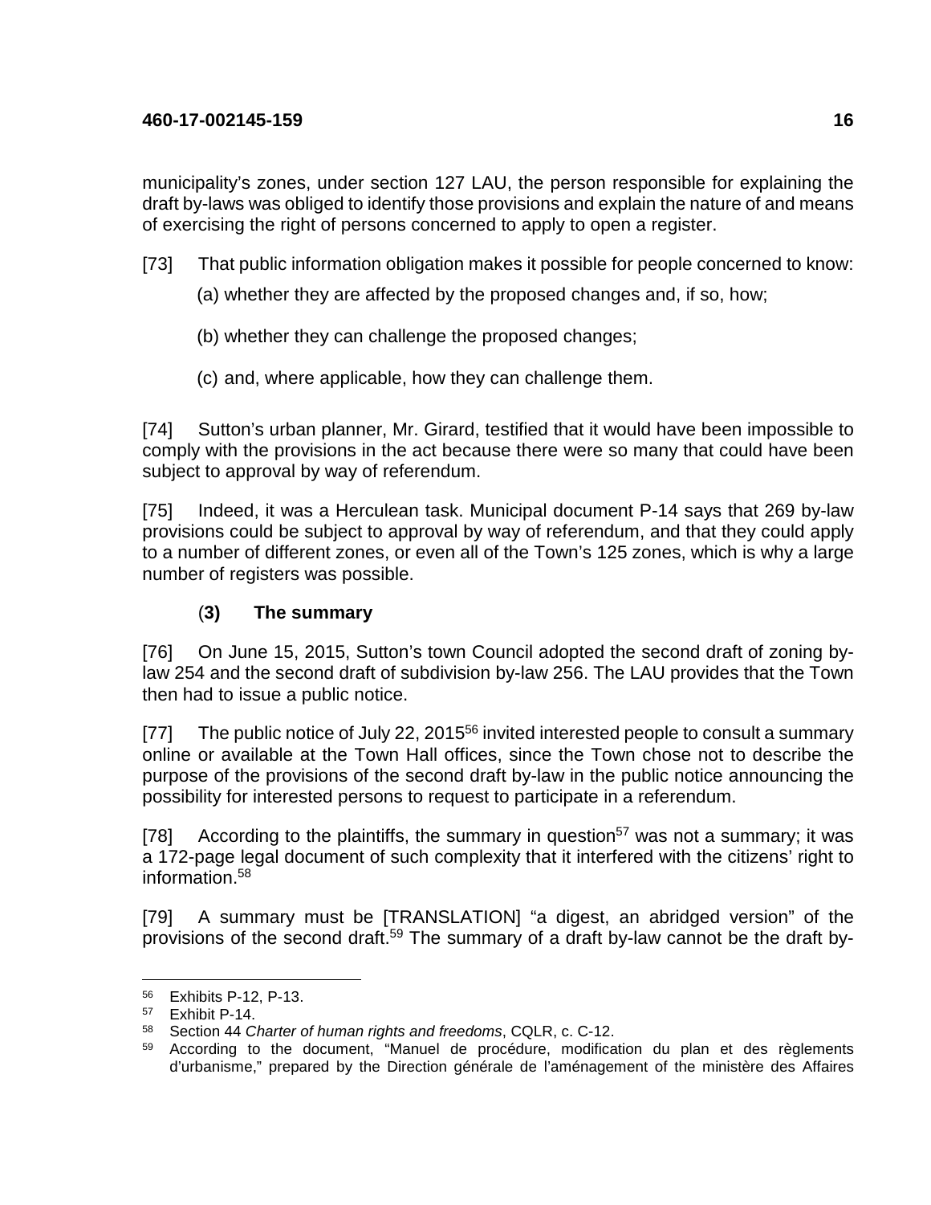municipality's zones, under section 127 LAU, the person responsible for explaining the draft by-laws was obliged to identify those provisions and explain the nature of and means of exercising the right of persons concerned to apply to open a register.

[73] That public information obligation makes it possible for people concerned to know:

(a) whether they are affected by the proposed changes and, if so, how;

(b) whether they can challenge the proposed changes;

(c) and, where applicable, how they can challenge them.

[74] Sutton's urban planner, Mr. Girard, testified that it would have been impossible to comply with the provisions in the act because there were so many that could have been subject to approval by way of referendum.

[75] Indeed, it was a Herculean task. Municipal document P-14 says that 269 by-law provisions could be subject to approval by way of referendum, and that they could apply to a number of different zones, or even all of the Town's 125 zones, which is why a large number of registers was possible.

### (3) The summary

[76] On June 15, 2015, Sutton's town Council adopted the second draft of zoning by-law 254 and the second draft of subdivision by-law 256. The LAU provides that the Town then had to issue a public notice.

[77] The public notice of July 22, 2015[56] invited interested people to consult a summary online or available at the Town Hall offices, since the Town chose not to describe the purpose of the provisions of the second draft by-law in the public notice announcing the possibility for interested persons to request to participate in a referendum.

[78] According to the plaintiffs, the summary in question[57] was not a summary; it was a 172-page legal document of such complexity that it interfered with the citizens' right to information.[58]

[79] A summary must be [TRANSLATION] "a digest, an abridged version" of the provisions of the second draft.[59] The summary of a draft by-law cannot be the draft by-

---

[56] Exhibits P-12, P-13.

[57] Exhibit P-14.

[58] Section 44 *Charter of human rights and freedoms*, CQLR, c. C-12.

[59] According to the document, "Manuel de procédure, modification du plan et des règlements d'urbanisme," prepared by the Direction générale de l'aménagement of the ministère des Affaires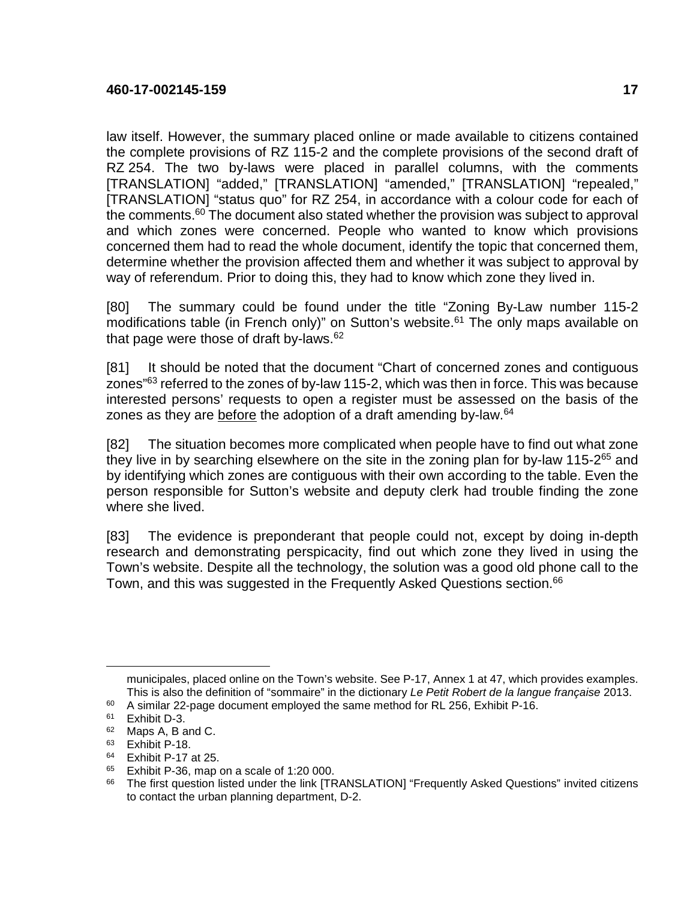law itself. However, the summary placed online or made available to citizens contained the complete provisions of RZ 115-2 and the complete provisions of the second draft of RZ 254. The two by-laws were placed in parallel columns, with the comments [TRANSLATION] "added," [TRANSLATION] "amended," [TRANSLATION] "repealed," [TRANSLATION] "status quo" for RZ 254, in accordance with a colour code for each of the comments.[60] The document also stated whether the provision was subject to approval and which zones were concerned. People who wanted to know which provisions concerned them had to read the whole document, identify the topic that concerned them, determine whether the provision affected them and whether it was subject to approval by way of referendum. Prior to doing this, they had to know which zone they lived in.

[80] The summary could be found under the title "Zoning By-Law number 115-2 modifications table (in French only)" on Sutton's website.[61] The only maps available on that page were those of draft by-laws.[62]

[81] It should be noted that the document "Chart of concerned zones and contiguous zones"[63] referred to the zones of by-law 115-2, which was then in force. This was because interested persons' requests to open a register must be assessed on the basis of the zones as they are <u>before</u> the adoption of a draft amending by-law.[64]

[82] The situation becomes more complicated when people have to find out what zone they live in by searching elsewhere on the site in the zoning plan for by-law 115-2[65] and by identifying which zones are contiguous with their own according to the table. Even the person responsible for Sutton's website and deputy clerk had trouble finding the zone where she lived.

[83] The evidence is preponderant that people could not, except by doing in-depth research and demonstrating perspicacity, find out which zone they lived in using the Town's website. Despite all the technology, the solution was a good old phone call to the Town, and this was suggested in the Frequently Asked Questions section.[66]

---

municipales, placed online on the Town's website. See P-17, Annex 1 at 47, which provides examples. This is also the definition of "sommaire" in the dictionary *Le Petit Robert de la langue française* 2013.

[60] A similar 22-page document employed the same method for RL 256, Exhibit P-16.

[61] Exhibit D-3.

[62] Maps A, B and C.

[63] Exhibit P-18.

[64] Exhibit P-17 at 25.

[65] Exhibit P-36, map on a scale of 1:20 000.

[66] The first question listed under the link [TRANSLATION] "Frequently Asked Questions" invited citizens to contact the urban planning department, D-2.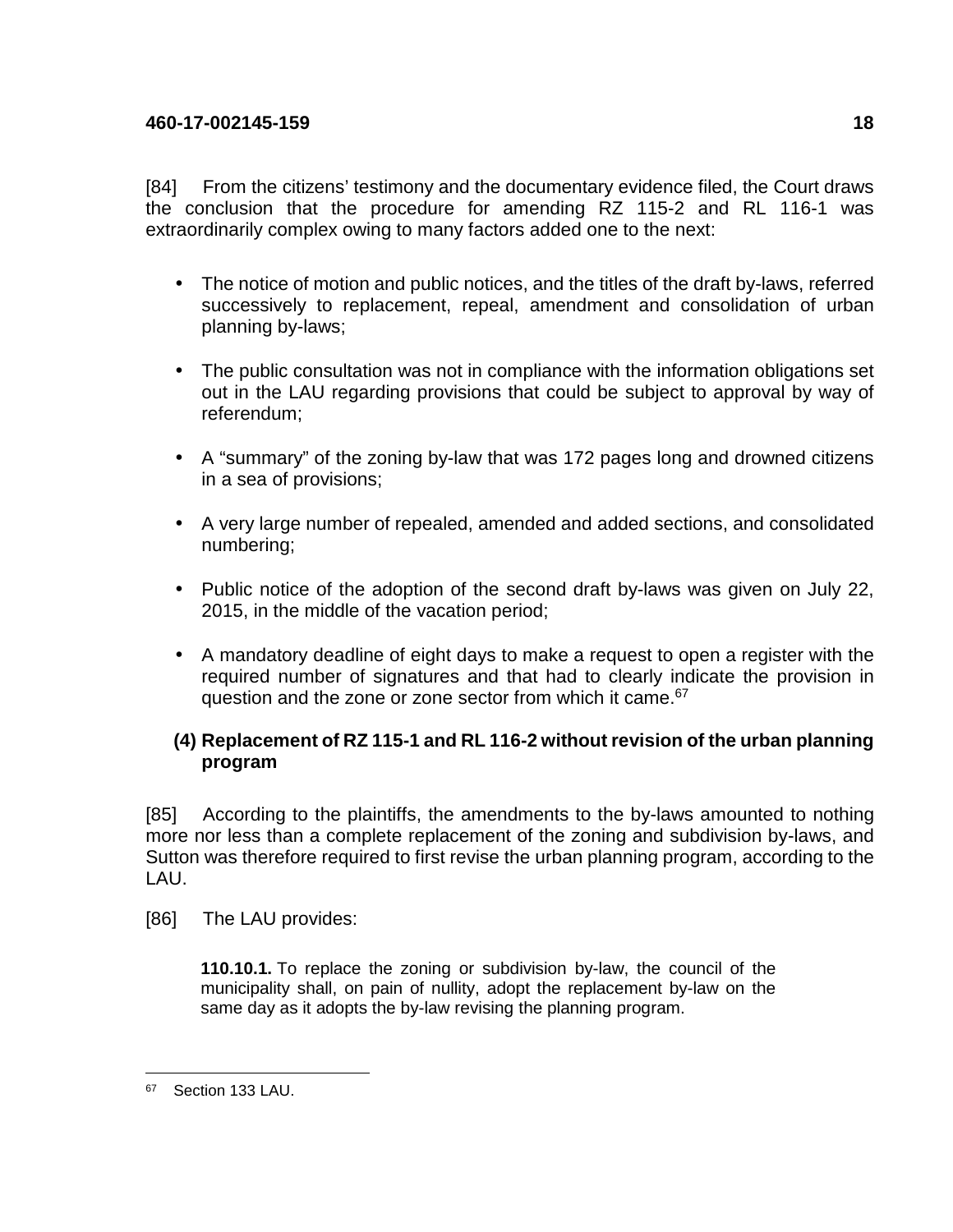[84] From the citizens' testimony and the documentary evidence filed, the Court draws the conclusion that the procedure for amending RZ 115-2 and RL 116-1 was extraordinarily complex owing to many factors added one to the next:

- The notice of motion and public notices, and the titles of the draft by-laws, referred successively to replacement, repeal, amendment and consolidation of urban planning by-laws;
- The public consultation was not in compliance with the information obligations set out in the LAU regarding provisions that could be subject to approval by way of referendum;
- A "summary" of the zoning by-law that was 172 pages long and drowned citizens in a sea of provisions;
- A very large number of repealed, amended and added sections, and consolidated numbering;
- Public notice of the adoption of the second draft by-laws was given on July 22, 2015, in the middle of the vacation period;
- A mandatory deadline of eight days to make a request to open a register with the required number of signatures and that had to clearly indicate the provision in question and the zone or zone sector from which it came.[67]

### (4) Replacement of RZ 115-1 and RL 116-2 without revision of the urban planning program

[85] According to the plaintiffs, the amendments to the by-laws amounted to nothing more nor less than a complete replacement of the zoning and subdivision by-laws, and Sutton was therefore required to first revise the urban planning program, according to the LAU.

[86] The LAU provides:

> **110.10.1.** To replace the zoning or subdivision by-law, the council of the municipality shall, on pain of nullity, adopt the replacement by-law on the same day as it adopts the by-law revising the planning program.

---

[67] Section 133 LAU.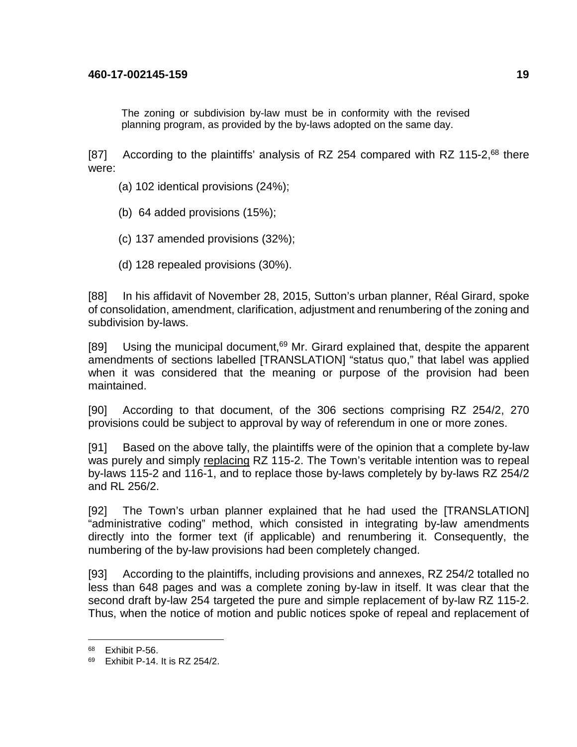> The zoning or subdivision by-law must be in conformity with the revised planning program, as provided by the by-laws adopted on the same day.

[87] According to the plaintiffs' analysis of RZ 254 compared with RZ 115-2,[68] there were:

(a) 102 identical provisions (24%);

(b) 64 added provisions (15%);

(c) 137 amended provisions (32%);

(d) 128 repealed provisions (30%).

[88] In his affidavit of November 28, 2015, Sutton's urban planner, Réal Girard, spoke of consolidation, amendment, clarification, adjustment and renumbering of the zoning and subdivision by-laws.

[89] Using the municipal document,[69] Mr. Girard explained that, despite the apparent amendments of sections labelled [TRANSLATION] "status quo," that label was applied when it was considered that the meaning or purpose of the provision had been maintained.

[90] According to that document, of the 306 sections comprising RZ 254/2, 270 provisions could be subject to approval by way of referendum in one or more zones.

[91] Based on the above tally, the plaintiffs were of the opinion that a complete by-law was purely and simply replacing RZ 115-2. The Town's veritable intention was to repeal by-laws 115-2 and 116-1, and to replace those by-laws completely by by-laws RZ 254/2 and RL 256/2.

[92] The Town's urban planner explained that he had used the [TRANSLATION] "administrative coding" method, which consisted in integrating by-law amendments directly into the former text (if applicable) and renumbering it. Consequently, the numbering of the by-law provisions had been completely changed.

[93] According to the plaintiffs, including provisions and annexes, RZ 254/2 totalled no less than 648 pages and was a complete zoning by-law in itself. It was clear that the second draft by-law 254 targeted the pure and simple replacement of by-law RZ 115-2. Thus, when the notice of motion and public notices spoke of repeal and replacement of

---

[68] Exhibit P-56.

[69] Exhibit P-14. It is RZ 254/2.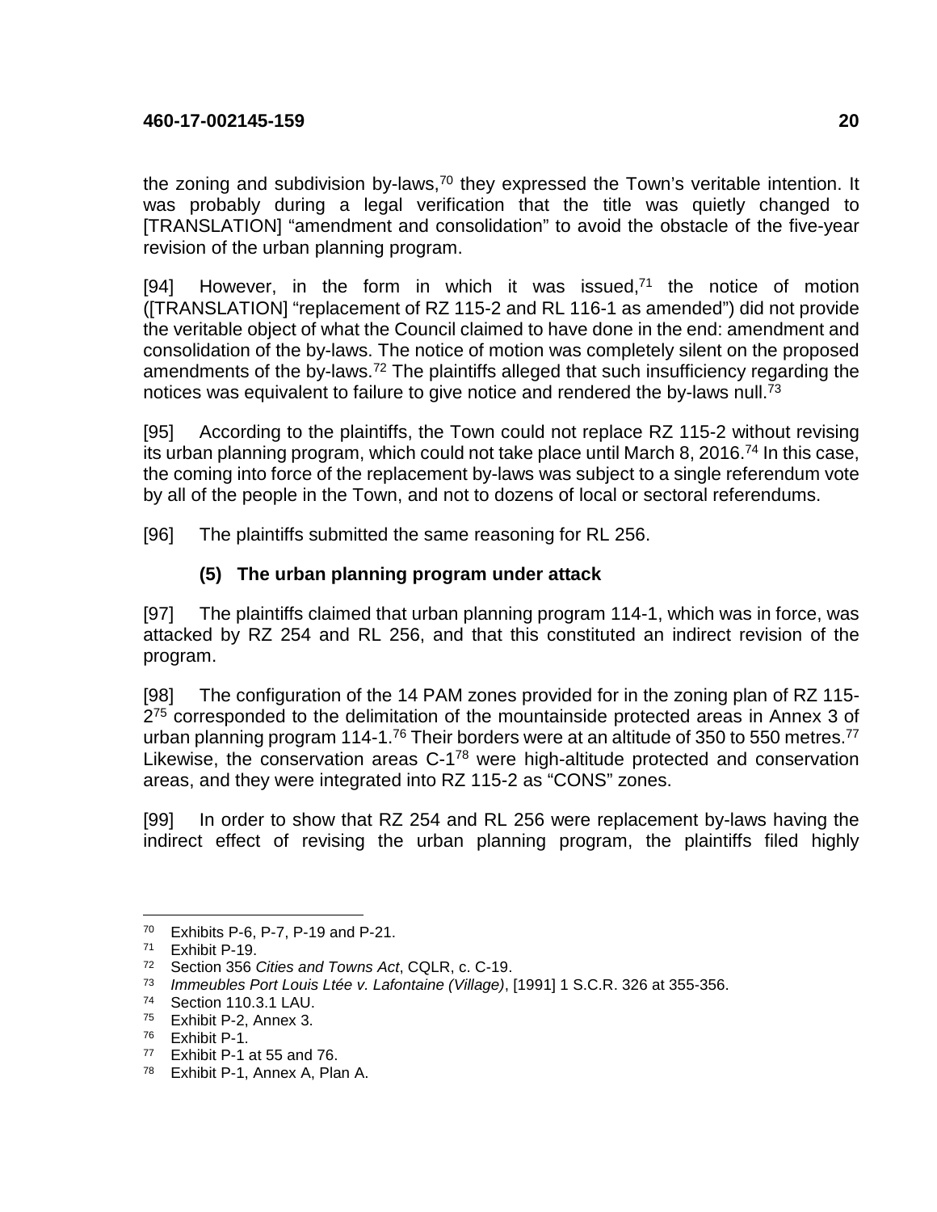the zoning and subdivision by-laws,[70] they expressed the Town's veritable intention. It was probably during a legal verification that the title was quietly changed to [TRANSLATION] "amendment and consolidation" to avoid the obstacle of the five-year revision of the urban planning program.

[94] However, in the form in which it was issued,[71] the notice of motion ([TRANSLATION] "replacement of RZ 115-2 and RL 116-1 as amended") did not provide the veritable object of what the Council claimed to have done in the end: amendment and consolidation of the by-laws. The notice of motion was completely silent on the proposed amendments of the by-laws.[72] The plaintiffs alleged that such insufficiency regarding the notices was equivalent to failure to give notice and rendered the by-laws null.[73]

[95] According to the plaintiffs, the Town could not replace RZ 115-2 without revising its urban planning program, which could not take place until March 8, 2016.[74] In this case, the coming into force of the replacement by-laws was subject to a single referendum vote by all of the people in the Town, and not to dozens of local or sectoral referendums.

[96] The plaintiffs submitted the same reasoning for RL 256.

#### (5) The urban planning program under attack

[97] The plaintiffs claimed that urban planning program 114-1, which was in force, was attacked by RZ 254 and RL 256, and that this constituted an indirect revision of the program.

[98] The configuration of the 14 PAM zones provided for in the zoning plan of RZ 115-2[75] corresponded to the delimitation of the mountainside protected areas in Annex 3 of urban planning program 114-1.[76] Their borders were at an altitude of 350 to 550 metres.[77] Likewise, the conservation areas C-1[78] were high-altitude protected and conservation areas, and they were integrated into RZ 115-2 as "CONS" zones.

[99] In order to show that RZ 254 and RL 256 were replacement by-laws having the indirect effect of revising the urban planning program, the plaintiffs filed highly

---

[70] Exhibits P-6, P-7, P-19 and P-21.

[71] Exhibit P-19.

[72] Section 356 *Cities and Towns Act*, CQLR, c. C-19.

[73] *Immeubles Port Louis Ltée v. Lafontaine (Village)*, [1991] 1 S.C.R. 326 at 355-356.

[74] Section 110.3.1 LAU.

[75] Exhibit P-2, Annex 3.

[76] Exhibit P-1.

[77] Exhibit P-1 at 55 and 76.

[78] Exhibit P-1, Annex A, Plan A.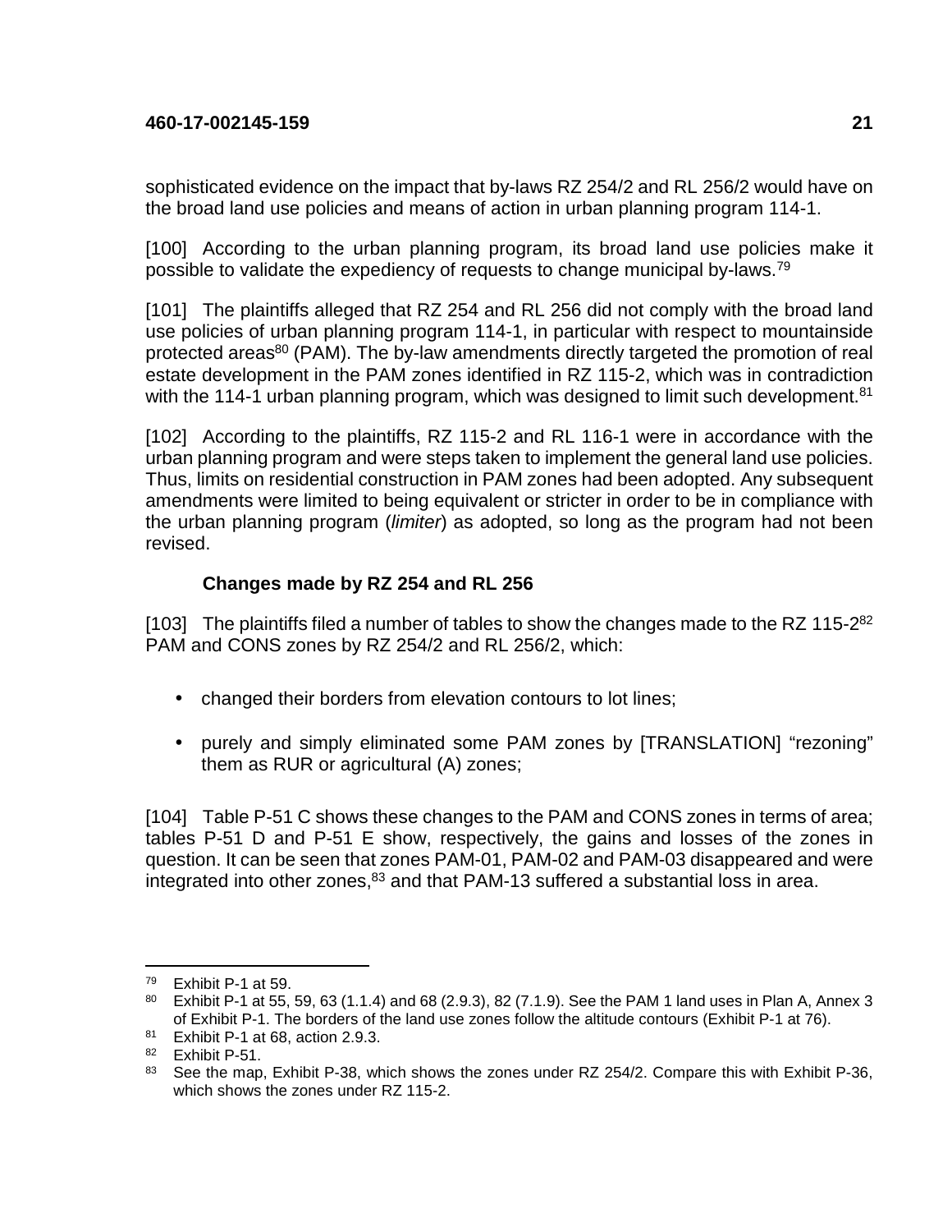sophisticated evidence on the impact that by-laws RZ 254/2 and RL 256/2 would have on the broad land use policies and means of action in urban planning program 114-1.

[100] According to the urban planning program, its broad land use policies make it possible to validate the expediency of requests to change municipal by-laws.[79]

[101] The plaintiffs alleged that RZ 254 and RL 256 did not comply with the broad land use policies of urban planning program 114-1, in particular with respect to mountainside protected areas[80] (PAM). The by-law amendments directly targeted the promotion of real estate development in the PAM zones identified in RZ 115-2, which was in contradiction with the 114-1 urban planning program, which was designed to limit such development.[81]

[102] According to the plaintiffs, RZ 115-2 and RL 116-1 were in accordance with the urban planning program and were steps taken to implement the general land use policies. Thus, limits on residential construction in PAM zones had been adopted. Any subsequent amendments were limited to being equivalent or stricter in order to be in compliance with the urban planning program (*limiter*) as adopted, so long as the program had not been revised.

**Changes made by RZ 254 and RL 256**

[103] The plaintiffs filed a number of tables to show the changes made to the RZ 115-2[82] PAM and CONS zones by RZ 254/2 and RL 256/2, which:

- changed their borders from elevation contours to lot lines;
- purely and simply eliminated some PAM zones by [TRANSLATION] “rezoning” them as RUR or agricultural (A) zones;

[104] Table P-51 C shows these changes to the PAM and CONS zones in terms of area; tables P-51 D and P-51 E show, respectively, the gains and losses of the zones in question. It can be seen that zones PAM-01, PAM-02 and PAM-03 disappeared and were integrated into other zones,[83] and that PAM-13 suffered a substantial loss in area.

---

[79] Exhibit P-1 at 59.

[80] Exhibit P-1 at 55, 59, 63 (1.1.4) and 68 (2.9.3), 82 (7.1.9). See the PAM 1 land uses in Plan A, Annex 3 of Exhibit P-1. The borders of the land use zones follow the altitude contours (Exhibit P-1 at 76).

[81] Exhibit P-1 at 68, action 2.9.3.

[82] Exhibit P-51.

[83] See the map, Exhibit P-38, which shows the zones under RZ 254/2. Compare this with Exhibit P-36, which shows the zones under RZ 115-2.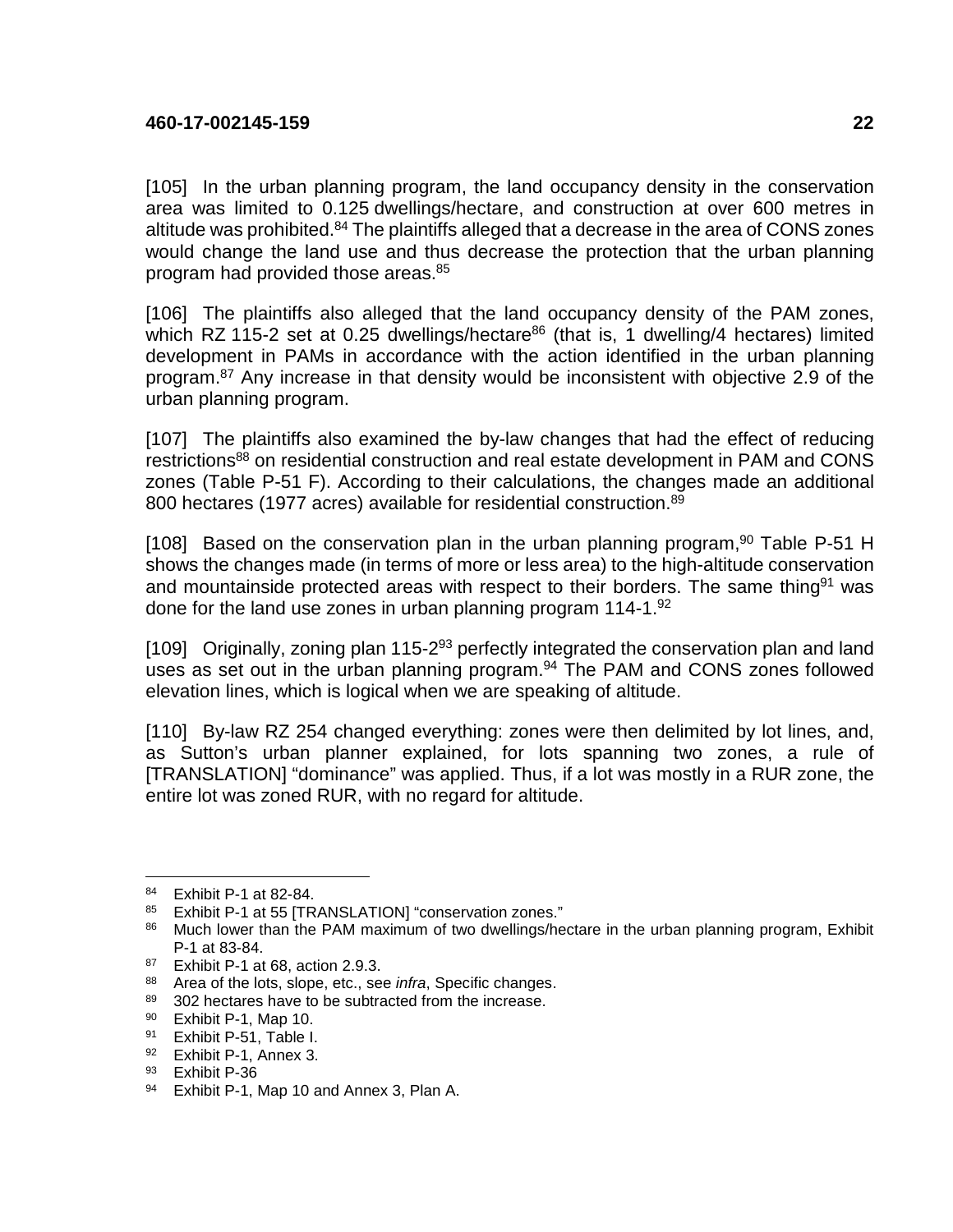[105] In the urban planning program, the land occupancy density in the conservation area was limited to 0.125 dwellings/hectare, and construction at over 600 metres in altitude was prohibited.[84] The plaintiffs alleged that a decrease in the area of CONS zones would change the land use and thus decrease the protection that the urban planning program had provided those areas.[85]

[106] The plaintiffs also alleged that the land occupancy density of the PAM zones, which RZ 115-2 set at 0.25 dwellings/hectare[86] (that is, 1 dwelling/4 hectares) limited development in PAMs in accordance with the action identified in the urban planning program.[87] Any increase in that density would be inconsistent with objective 2.9 of the urban planning program.

[107] The plaintiffs also examined the by-law changes that had the effect of reducing restrictions[88] on residential construction and real estate development in PAM and CONS zones (Table P-51 F). According to their calculations, the changes made an additional 800 hectares (1977 acres) available for residential construction.[89]

[108] Based on the conservation plan in the urban planning program,[90] Table P-51 H shows the changes made (in terms of more or less area) to the high-altitude conservation and mountainside protected areas with respect to their borders. The same thing[91] was done for the land use zones in urban planning program 114-1.[92]

[109] Originally, zoning plan 115-2[93] perfectly integrated the conservation plan and land uses as set out in the urban planning program.[94] The PAM and CONS zones followed elevation lines, which is logical when we are speaking of altitude.

[110] By-law RZ 254 changed everything: zones were then delimited by lot lines, and, as Sutton's urban planner explained, for lots spanning two zones, a rule of [TRANSLATION] "dominance" was applied. Thus, if a lot was mostly in a RUR zone, the entire lot was zoned RUR, with no regard for altitude.

---

[84] Exhibit P-1 at 82-84.

[85] Exhibit P-1 at 55 [TRANSLATION] "conservation zones."

[86] Much lower than the PAM maximum of two dwellings/hectare in the urban planning program, Exhibit P-1 at 83-84.

[87] Exhibit P-1 at 68, action 2.9.3.

[88] Area of the lots, slope, etc., see *infra*, Specific changes.

[89] 302 hectares have to be subtracted from the increase.

[90] Exhibit P-1, Map 10.

[91] Exhibit P-51, Table I.

[92] Exhibit P-1, Annex 3.

[93] Exhibit P-36

[94] Exhibit P-1, Map 10 and Annex 3, Plan A.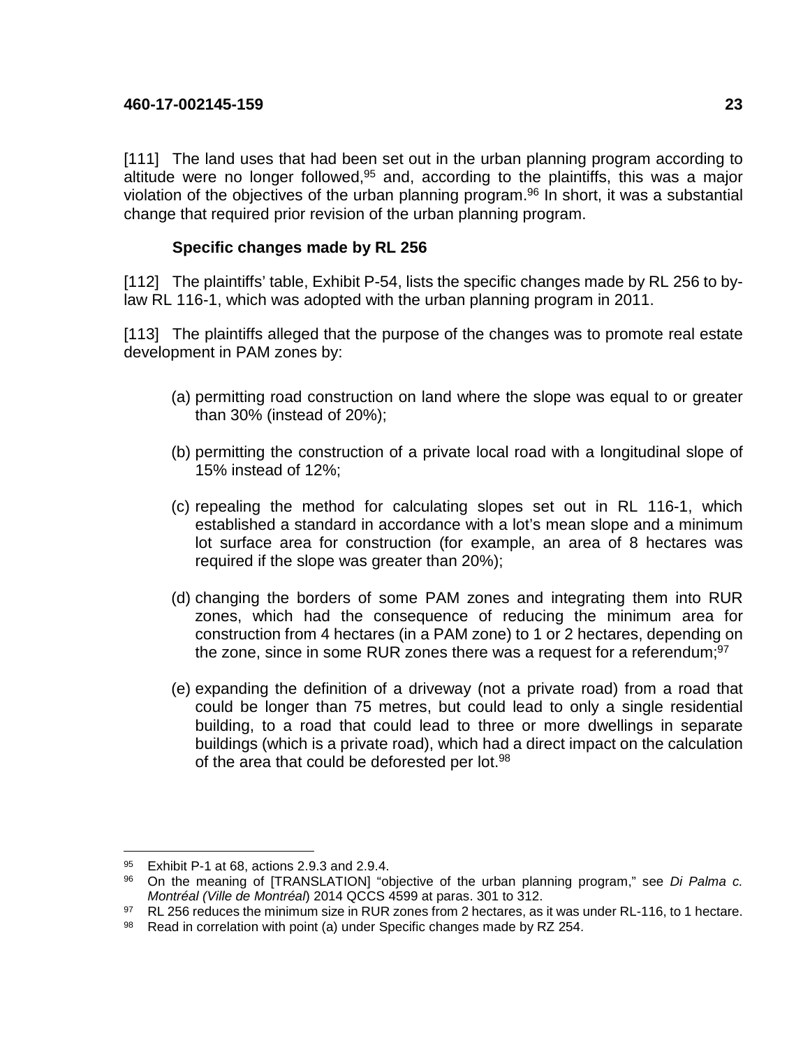[111] The land uses that had been set out in the urban planning program according to altitude were no longer followed,[95] and, according to the plaintiffs, this was a major violation of the objectives of the urban planning program.[96] In short, it was a substantial change that required prior revision of the urban planning program.

**Specific changes made by RL 256**

[112] The plaintiffs' table, Exhibit P-54, lists the specific changes made by RL 256 to by-law RL 116-1, which was adopted with the urban planning program in 2011.

[113] The plaintiffs alleged that the purpose of the changes was to promote real estate development in PAM zones by:

(a) permitting road construction on land where the slope was equal to or greater than 30% (instead of 20%);

(b) permitting the construction of a private local road with a longitudinal slope of 15% instead of 12%;

(c) repealing the method for calculating slopes set out in RL 116-1, which established a standard in accordance with a lot's mean slope and a minimum lot surface area for construction (for example, an area of 8 hectares was required if the slope was greater than 20%);

(d) changing the borders of some PAM zones and integrating them into RUR zones, which had the consequence of reducing the minimum area for construction from 4 hectares (in a PAM zone) to 1 or 2 hectares, depending on the zone, since in some RUR zones there was a request for a referendum;[97]

(e) expanding the definition of a driveway (not a private road) from a road that could be longer than 75 metres, but could lead to only a single residential building, to a road that could lead to three or more dwellings in separate buildings (which is a private road), which had a direct impact on the calculation of the area that could be deforested per lot.[98]

---

[95] Exhibit P-1 at 68, actions 2.9.3 and 2.9.4.

[96] On the meaning of [TRANSLATION] "objective of the urban planning program," see *Di Palma c. Montréal (Ville de Montréal*) 2014 QCCS 4599 at paras. 301 to 312.

[97] RL 256 reduces the minimum size in RUR zones from 2 hectares, as it was under RL-116, to 1 hectare.

[98] Read in correlation with point (a) under Specific changes made by RZ 254.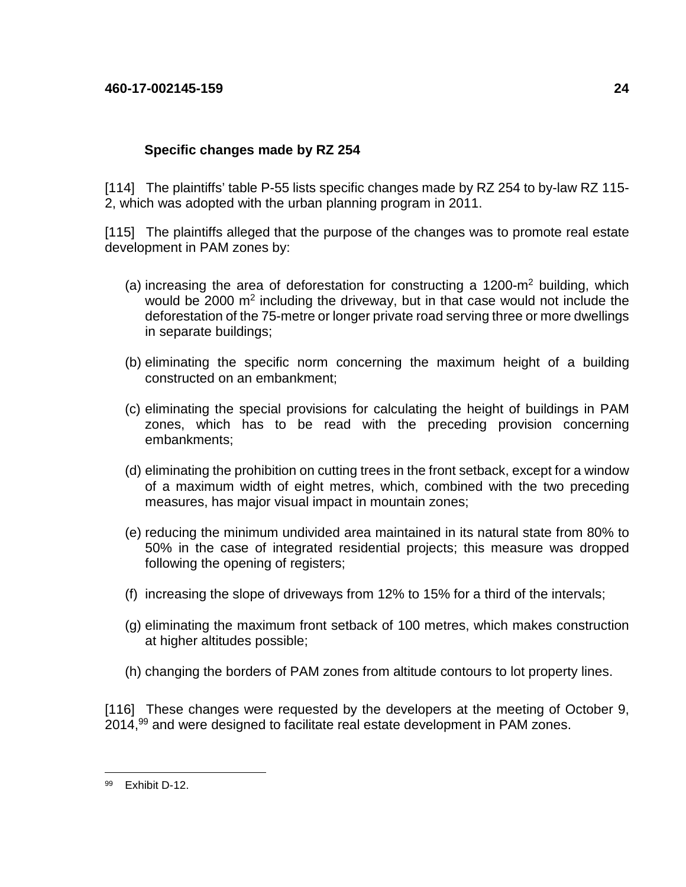### Specific changes made by RZ 254

[114] The plaintiffs' table P-55 lists specific changes made by RZ 254 to by-law RZ 115-2, which was adopted with the urban planning program in 2011.

[115] The plaintiffs alleged that the purpose of the changes was to promote real estate development in PAM zones by:

(a) increasing the area of deforestation for constructing a 1200-$m^2$ building, which would be 2000 $m^2$ including the driveway, but in that case would not include the deforestation of the 75-metre or longer private road serving three or more dwellings in separate buildings;

(b) eliminating the specific norm concerning the maximum height of a building constructed on an embankment;

(c) eliminating the special provisions for calculating the height of buildings in PAM zones, which has to be read with the preceding provision concerning embankments;

(d) eliminating the prohibition on cutting trees in the front setback, except for a window of a maximum width of eight metres, which, combined with the two preceding measures, has major visual impact in mountain zones;

(e) reducing the minimum undivided area maintained in its natural state from 80% to 50% in the case of integrated residential projects; this measure was dropped following the opening of registers;

(f) increasing the slope of driveways from 12% to 15% for a third of the intervals;

(g) eliminating the maximum front setback of 100 metres, which makes construction at higher altitudes possible;

(h) changing the borders of PAM zones from altitude contours to lot property lines.

[116] These changes were requested by the developers at the meeting of October 9, 2014,[99] and were designed to facilitate real estate development in PAM zones.

---

[99] Exhibit D-12.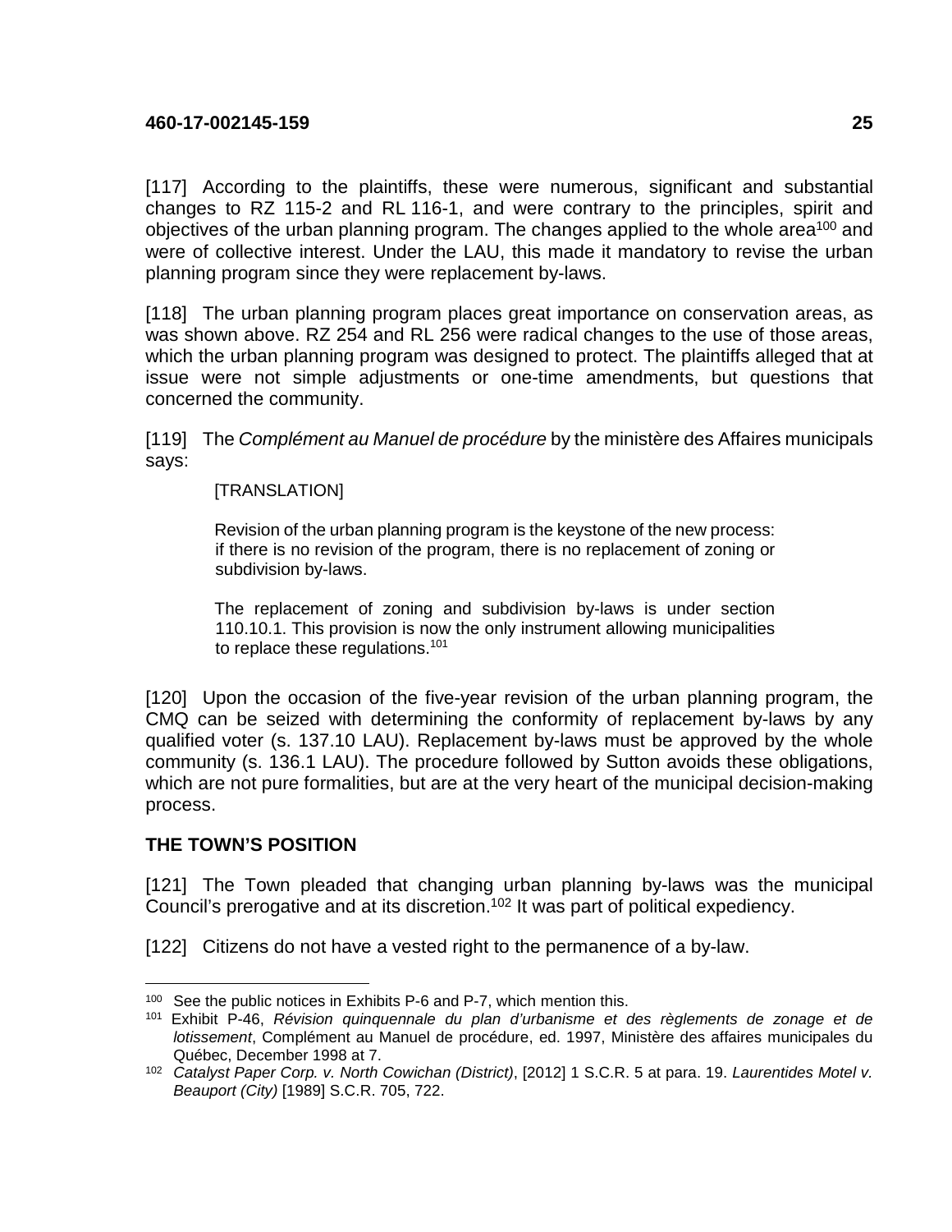[117] According to the plaintiffs, these were numerous, significant and substantial changes to RZ 115-2 and RL 116-1, and were contrary to the principles, spirit and objectives of the urban planning program. The changes applied to the whole area[100] and were of collective interest. Under the LAU, this made it mandatory to revise the urban planning program since they were replacement by-laws.

[118] The urban planning program places great importance on conservation areas, as was shown above. RZ 254 and RL 256 were radical changes to the use of those areas, which the urban planning program was designed to protect. The plaintiffs alleged that at issue were not simple adjustments or one-time amendments, but questions that concerned the community.

[119] The *Complément au Manuel de procédure* by the ministère des Affaires municipals says:

> [TRANSLATION]
>
> Revision of the urban planning program is the keystone of the new process: if there is no revision of the program, there is no replacement of zoning or subdivision by-laws.
>
> The replacement of zoning and subdivision by-laws is under section 110.10.1. This provision is now the only instrument allowing municipalities to replace these regulations.[101]

[120] Upon the occasion of the five-year revision of the urban planning program, the CMQ can be seized with determining the conformity of replacement by-laws by any qualified voter (s. 137.10 LAU). Replacement by-laws must be approved by the whole community (s. 136.1 LAU). The procedure followed by Sutton avoids these obligations, which are not pure formalities, but are at the very heart of the municipal decision-making process.

## THE TOWN'S POSITION

[121] The Town pleaded that changing urban planning by-laws was the municipal Council's prerogative and at its discretion.[102] It was part of political expediency.

[122] Citizens do not have a vested right to the permanence of a by-law.

---

[100] See the public notices in Exhibits P-6 and P-7, which mention this.

[101] Exhibit P-46, *Révision quinquennale du plan d'urbanisme et des règlements de zonage et de lotissement*, Complément au Manuel de procédure, ed. 1997, Ministère des affaires municipales du Québec, December 1998 at 7.

[102] *Catalyst Paper Corp. v. North Cowichan (District)*, [2012] 1 S.C.R. 5 at para. 19. *Laurentides Motel v. Beauport (City)* [1989] S.C.R. 705, 722.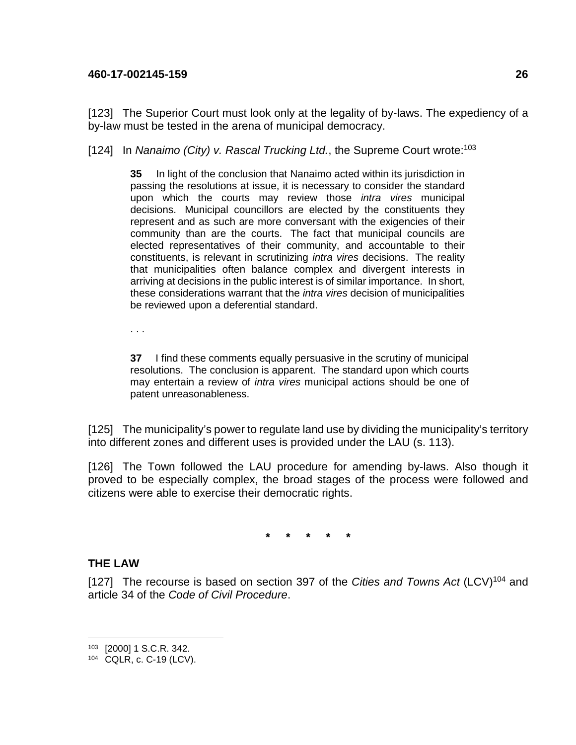[123] The Superior Court must look only at the legality of by-laws. The expediency of a by-law must be tested in the arena of municipal democracy.

[124] In *Nanaimo (City) v. Rascal Trucking Ltd.*, the Supreme Court wrote:[103]

> **35** In light of the conclusion that Nanaimo acted within its jurisdiction in passing the resolutions at issue, it is necessary to consider the standard upon which the courts may review those *intra vires* municipal decisions. Municipal councillors are elected by the constituents they represent and as such are more conversant with the exigencies of their community than are the courts. The fact that municipal councils are elected representatives of their community, and accountable to their constituents, is relevant in scrutinizing *intra vires* decisions. The reality that municipalities often balance complex and divergent interests in arriving at decisions in the public interest is of similar importance. In short, these considerations warrant that the *intra vires* decision of municipalities be reviewed upon a deferential standard.
>
> . . .
>
> **37** I find these comments equally persuasive in the scrutiny of municipal resolutions. The conclusion is apparent. The standard upon which courts may entertain a review of *intra vires* municipal actions should be one of patent unreasonableness.

[125] The municipality's power to regulate land use by dividing the municipality's territory into different zones and different uses is provided under the LAU (s. 113).

[126] The Town followed the LAU procedure for amending by-laws. Also though it proved to be especially complex, the broad stages of the process were followed and citizens were able to exercise their democratic rights.

\* \* \* \* \*

## THE LAW

[127] The recourse is based on section 397 of the *Cities and Towns Act* (LCV)[104] and article 34 of the *Code of Civil Procedure*.

---

[103] [2000] 1 S.C.R. 342.

[104] CQLR, c. C-19 (LCV).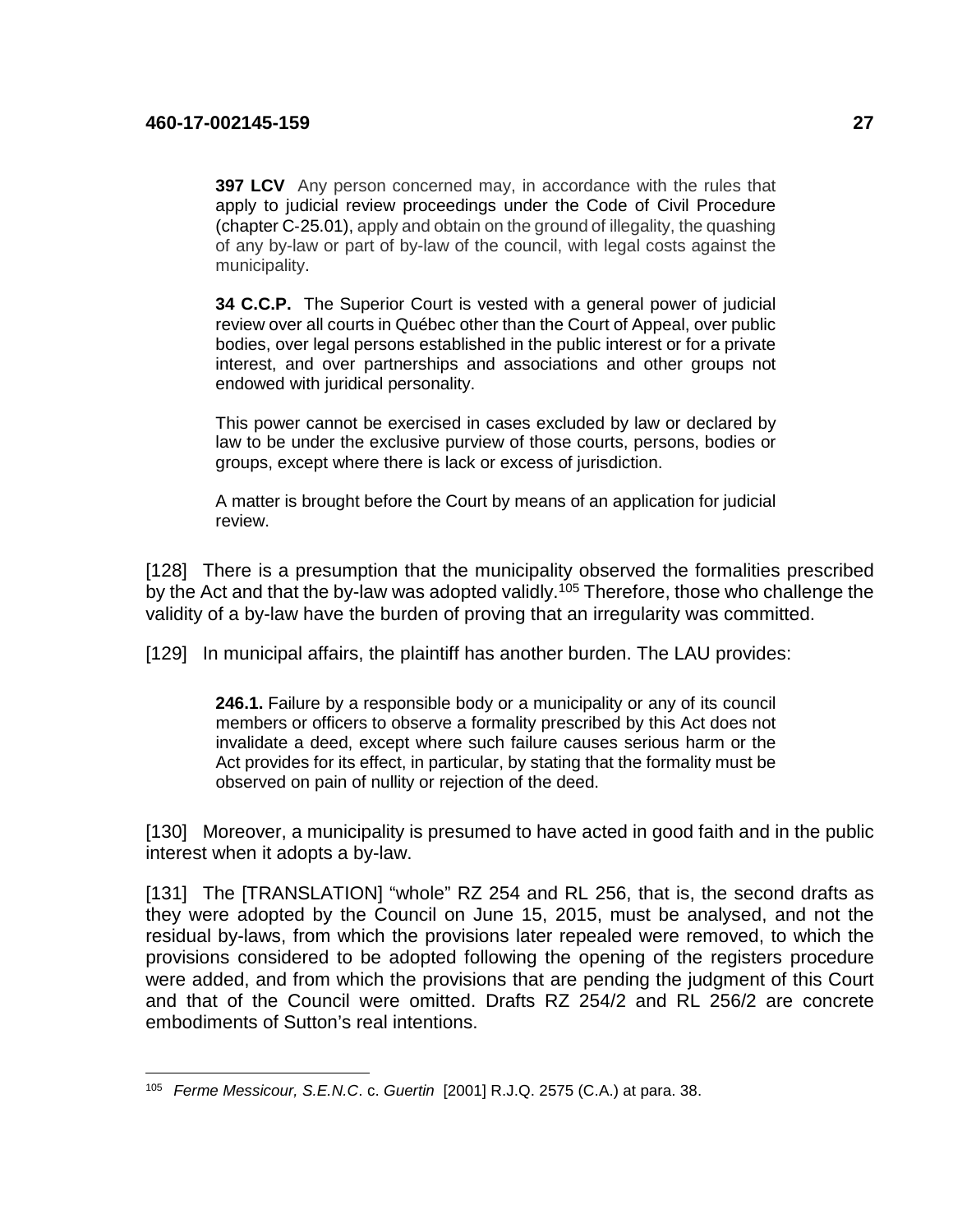> **397 LCV** Any person concerned may, in accordance with the rules that apply to judicial review proceedings under the Code of Civil Procedure (chapter C-25.01), apply and obtain on the ground of illegality, the quashing of any by-law or part of by-law of the council, with legal costs against the municipality.
>
> **34 C.C.P.** The Superior Court is vested with a general power of judicial review over all courts in Québec other than the Court of Appeal, over public bodies, over legal persons established in the public interest or for a private interest, and over partnerships and associations and other groups not endowed with juridical personality.
>
> This power cannot be exercised in cases excluded by law or declared by law to be under the exclusive purview of those courts, persons, bodies or groups, except where there is lack or excess of jurisdiction.
>
> A matter is brought before the Court by means of an application for judicial review.

[128] There is a presumption that the municipality observed the formalities prescribed by the Act and that the by-law was adopted validly.[105] Therefore, those who challenge the validity of a by-law have the burden of proving that an irregularity was committed.

[129] In municipal affairs, the plaintiff has another burden. The LAU provides:

> **246.1.** Failure by a responsible body or a municipality or any of its council members or officers to observe a formality prescribed by this Act does not invalidate a deed, except where such failure causes serious harm or the Act provides for its effect, in particular, by stating that the formality must be observed on pain of nullity or rejection of the deed.

[130] Moreover, a municipality is presumed to have acted in good faith and in the public interest when it adopts a by-law.

[131] The [TRANSLATION] "whole" RZ 254 and RL 256, that is, the second drafts as they were adopted by the Council on June 15, 2015, must be analysed, and not the residual by-laws, from which the provisions later repealed were removed, to which the provisions considered to be adopted following the opening of the registers procedure were added, and from which the provisions that are pending the judgment of this Court and that of the Council were omitted. Drafts RZ 254/2 and RL 256/2 are concrete embodiments of Sutton's real intentions.

---

[105] *Ferme Messicour, S.E.N.C.* c. *Guertin* [2001] R.J.Q. 2575 (C.A.) at para. 38.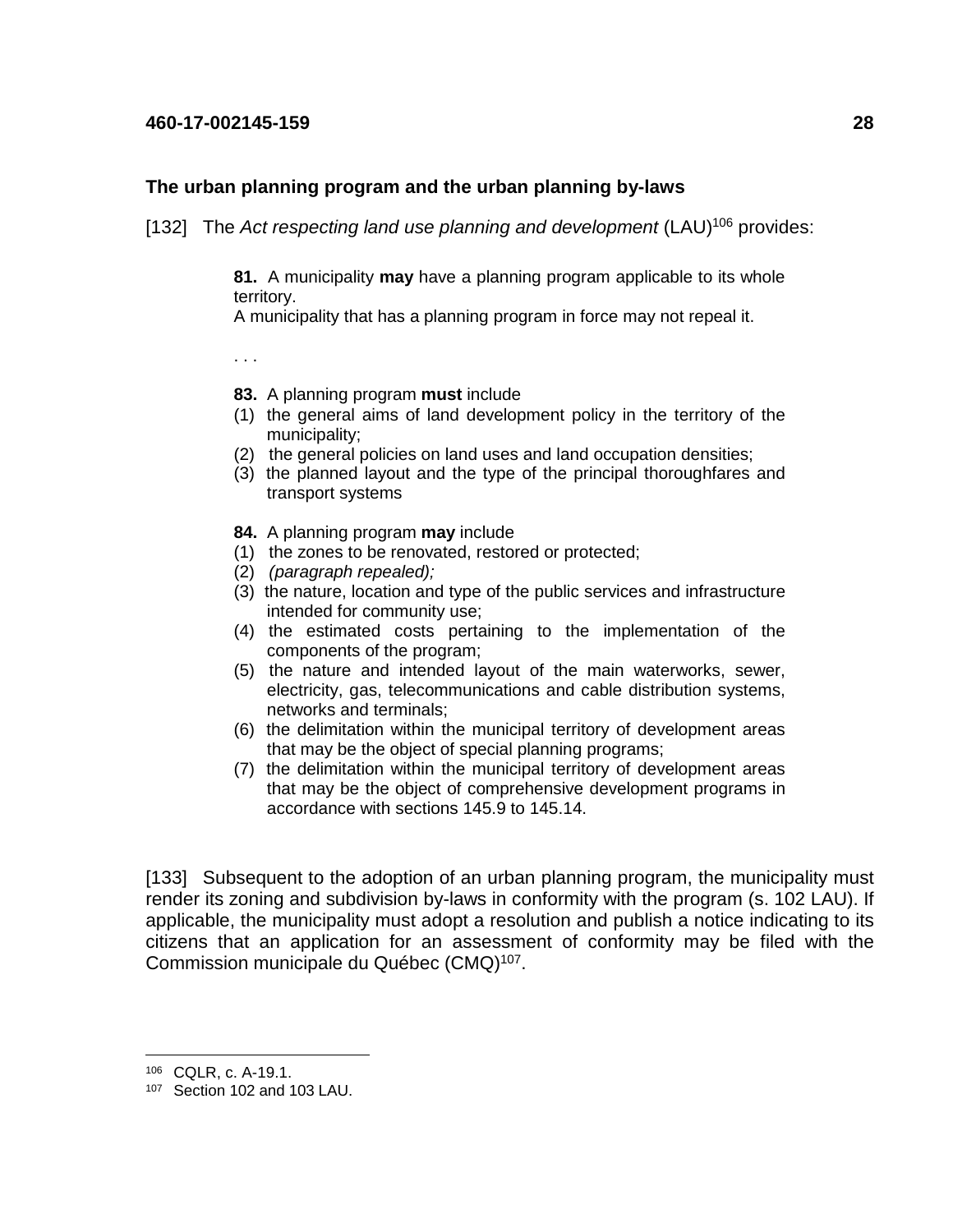### The urban planning program and the urban planning by-laws

[132] The *Act respecting land use planning and development* (LAU)[106] provides:

> **81.** A municipality **may** have a planning program applicable to its whole territory.
> A municipality that has a planning program in force may not repeal it.
>
> . . .
>
> **83.** A planning program **must** include
> (1) the general aims of land development policy in the territory of the municipality;
> (2) the general policies on land uses and land occupation densities;
> (3) the planned layout and the type of the principal thoroughfares and transport systems
>
> **84.** A planning program **may** include
> (1) the zones to be renovated, restored or protected;
> (2) *(paragraph repealed);*
> (3) the nature, location and type of the public services and infrastructure intended for community use;
> (4) the estimated costs pertaining to the implementation of the components of the program;
> (5) the nature and intended layout of the main waterworks, sewer, electricity, gas, telecommunications and cable distribution systems, networks and terminals;
> (6) the delimitation within the municipal territory of development areas that may be the object of special planning programs;
> (7) the delimitation within the municipal territory of development areas that may be the object of comprehensive development programs in accordance with sections 145.9 to 145.14.

[133] Subsequent to the adoption of an urban planning program, the municipality must render its zoning and subdivision by-laws in conformity with the program (s. 102 LAU). If applicable, the municipality must adopt a resolution and publish a notice indicating to its citizens that an application for an assessment of conformity may be filed with the Commission municipale du Québec (CMQ)[107].

---

[106] CQLR, c. A-19.1.

[107] Section 102 and 103 LAU.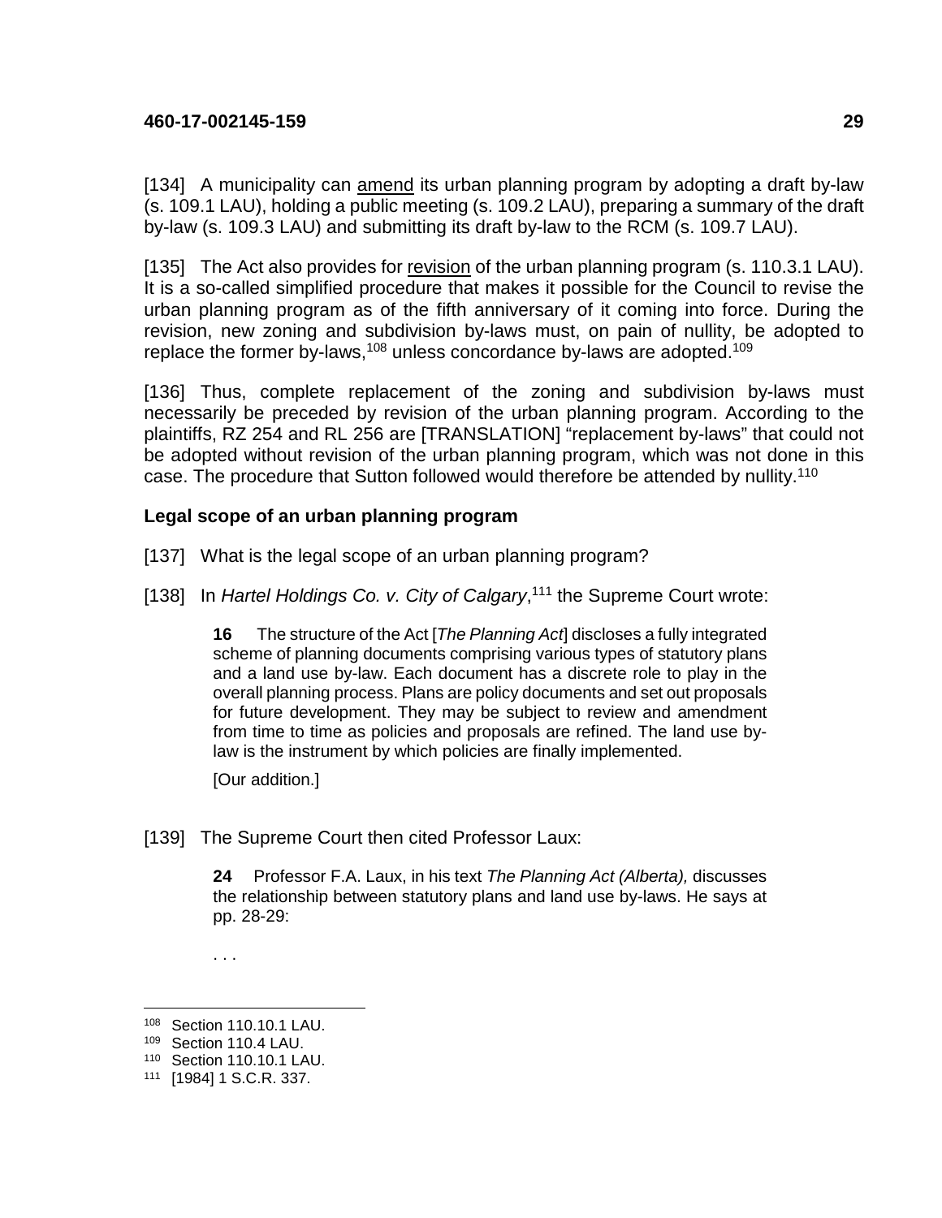[134] A municipality can amend its urban planning program by adopting a draft by-law (s. 109.1 LAU), holding a public meeting (s. 109.2 LAU), preparing a summary of the draft by-law (s. 109.3 LAU) and submitting its draft by-law to the RCM (s. 109.7 LAU).

[135] The Act also provides for revision of the urban planning program (s. 110.3.1 LAU). It is a so-called simplified procedure that makes it possible for the Council to revise the urban planning program as of the fifth anniversary of it coming into force. During the revision, new zoning and subdivision by-laws must, on pain of nullity, be adopted to replace the former by-laws,[108] unless concordance by-laws are adopted.[109]

[136] Thus, complete replacement of the zoning and subdivision by-laws must necessarily be preceded by revision of the urban planning program. According to the plaintiffs, RZ 254 and RL 256 are [TRANSLATION] "replacement by-laws" that could not be adopted without revision of the urban planning program, which was not done in this case. The procedure that Sutton followed would therefore be attended by nullity.[110]

### Legal scope of an urban planning program

[137] What is the legal scope of an urban planning program?

[138] In *Hartel Holdings Co. v. City of Calgary*,[111] the Supreme Court wrote:

> **16** The structure of the Act [*The Planning Act*] discloses a fully integrated scheme of planning documents comprising various types of statutory plans and a land use by-law. Each document has a discrete role to play in the overall planning process. Plans are policy documents and set out proposals for future development. They may be subject to review and amendment from time to time as policies and proposals are refined. The land use by-law is the instrument by which policies are finally implemented.
>
> [Our addition.]

[139] The Supreme Court then cited Professor Laux:

> **24** Professor F.A. Laux, in his text *The Planning Act (Alberta),* discusses the relationship between statutory plans and land use by-laws. He says at pp. 28-29:
>
> . . .

---

[108] Section 110.10.1 LAU.

[109] Section 110.4 LAU.

[110] Section 110.10.1 LAU.

[111] [1984] 1 S.C.R. 337.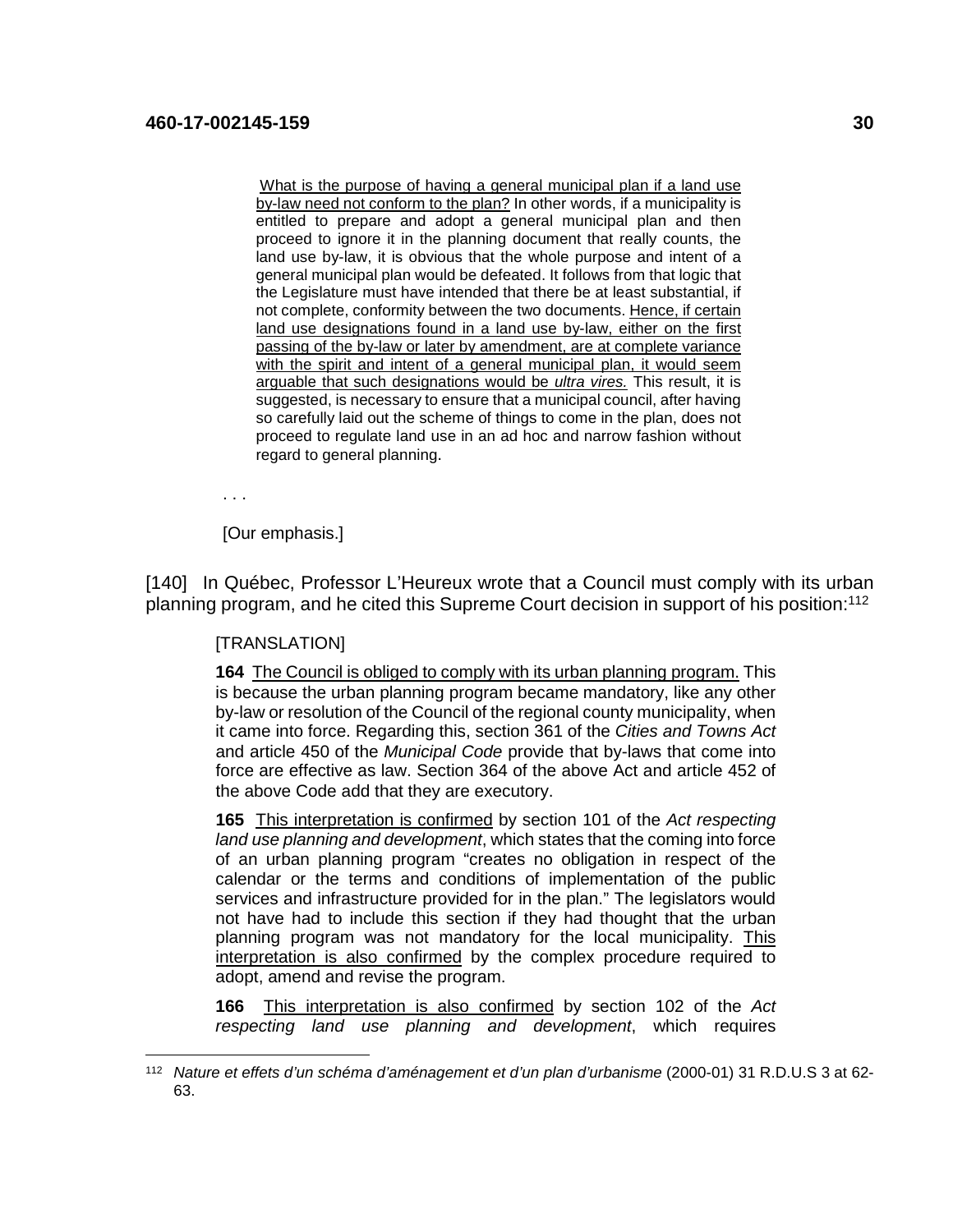What is the purpose of having a general municipal plan if a land use by-law need not conform to the plan? In other words, if a municipality is entitled to prepare and adopt a general municipal plan and then proceed to ignore it in the planning document that really counts, the land use by-law, it is obvious that the whole purpose and intent of a general municipal plan would be defeated. It follows from that logic that the Legislature must have intended that there be at least substantial, if not complete, conformity between the two documents. Hence, if certain land use designations found in a land use by-law, either on the first passing of the by-law or later by amendment, are at complete variance with the spirit and intent of a general municipal plan, it would seem arguable that such designations would be *ultra vires.* This result, it is suggested, is necessary to ensure that a municipal council, after having so carefully laid out the scheme of things to come in the plan, does not proceed to regulate land use in an ad hoc and narrow fashion without regard to general planning.

. . .

[Our emphasis.]

[140] In Québec, Professor L'Heureux wrote that a Council must comply with its urban planning program, and he cited this Supreme Court decision in support of his position:[112]

[TRANSLATION]

**164** The Council is obliged to comply with its urban planning program. This is because the urban planning program became mandatory, like any other by-law or resolution of the Council of the regional county municipality, when it came into force. Regarding this, section 361 of the *Cities and Towns Act* and article 450 of the *Municipal Code* provide that by-laws that come into force are effective as law. Section 364 of the above Act and article 452 of the above Code add that they are executory.

**165** This interpretation is confirmed by section 101 of the *Act respecting land use planning and development*, which states that the coming into force of an urban planning program "creates no obligation in respect of the calendar or the terms and conditions of implementation of the public services and infrastructure provided for in the plan." The legislators would not have had to include this section if they had thought that the urban planning program was not mandatory for the local municipality. This interpretation is also confirmed by the complex procedure required to adopt, amend and revise the program.

**166** This interpretation is also confirmed by section 102 of the *Act respecting land use planning and development*, which requires

---

[112] *Nature et effets d'un schéma d'aménagement et d'un plan d'urbanisme* (2000-01) 31 R.D.U.S 3 at 62-63.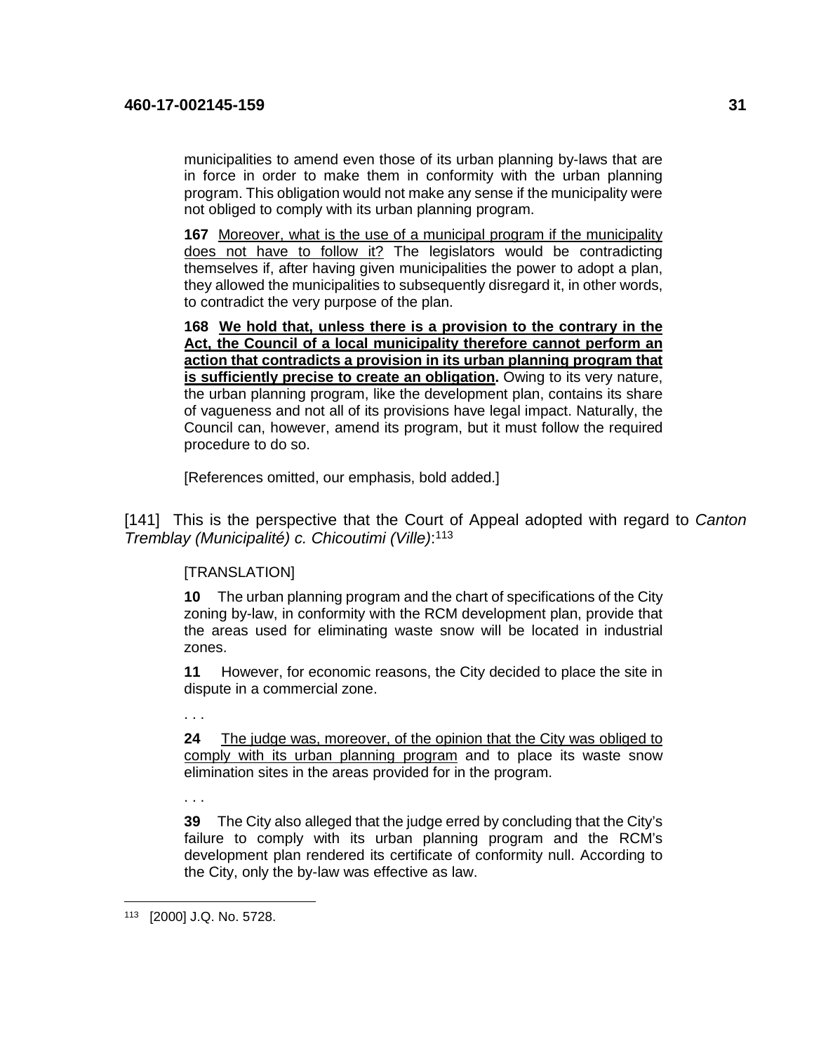municipalities to amend even those of its urban planning by-laws that are in force in order to make them in conformity with the urban planning program. This obligation would not make any sense if the municipality were not obliged to comply with its urban planning program.

> **167** <u>Moreover, what is the use of a municipal program if the municipality does not have to follow it?</u> The legislators would be contradicting themselves if, after having given municipalities the power to adopt a plan, they allowed the municipalities to subsequently disregard it, in other words, to contradict the very purpose of the plan.

> **168** <u>**We hold that, unless there is a provision to the contrary in the Act, the Council of a local municipality therefore cannot perform an action that contradicts a provision in its urban planning program that is sufficiently precise to create an obligation.**</u> Owing to its very nature, the urban planning program, like the development plan, contains its share of vagueness and not all of its provisions have legal impact. Naturally, the Council can, however, amend its program, but it must follow the required procedure to do so.

> [References omitted, our emphasis, bold added.]

[141] This is the perspective that the Court of Appeal adopted with regard to *Canton Tremblay (Municipalité) c. Chicoutimi (Ville)*:[113]

> [TRANSLATION]

> **10** The urban planning program and the chart of specifications of the City zoning by-law, in conformity with the RCM development plan, provide that the areas used for eliminating waste snow will be located in industrial zones.

> **11** However, for economic reasons, the City decided to place the site in dispute in a commercial zone.

> . . .

> **24** <u>The judge was, moreover, of the opinion that the City was obliged to comply with its urban planning program</u> and to place its waste snow elimination sites in the areas provided for in the program.

> . . .

> **39** The City also alleged that the judge erred by concluding that the City's failure to comply with its urban planning program and the RCM's development plan rendered its certificate of conformity null. According to the City, only the by-law was effective as law.

---

[113] [2000] J.Q. No. 5728.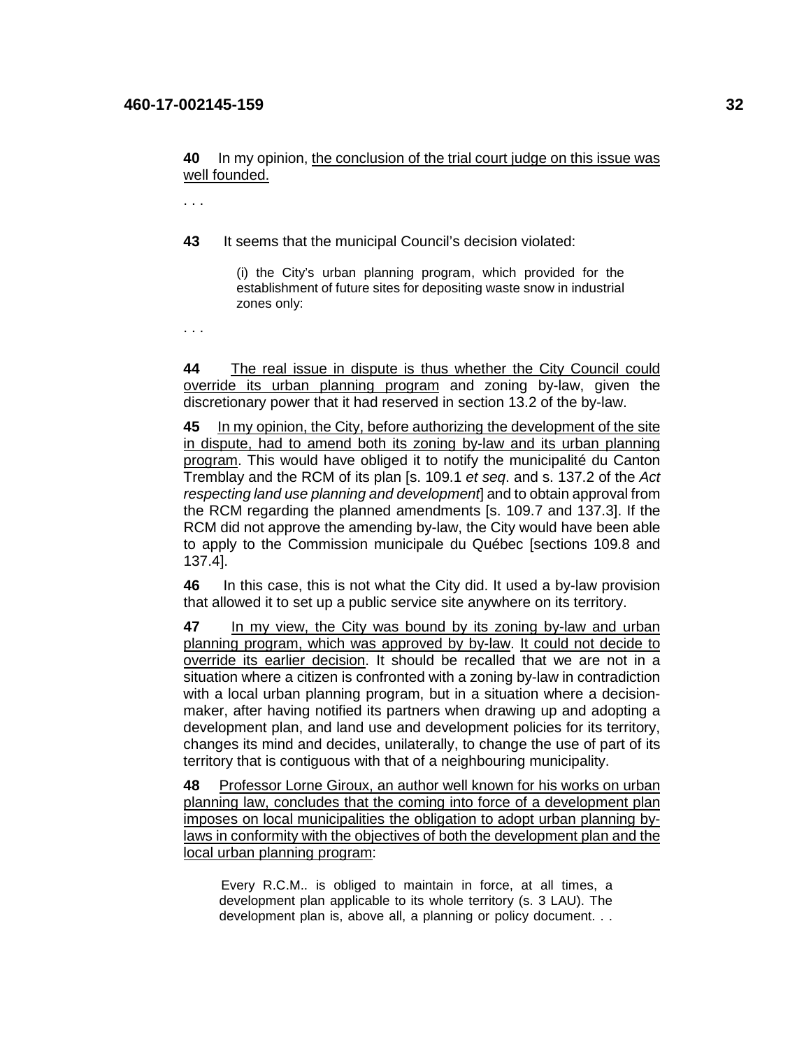**40** In my opinion, the conclusion of the trial court judge on this issue was well founded.

. . .

**43** It seems that the municipal Council's decision violated:

> (i) the City's urban planning program, which provided for the establishment of future sites for depositing waste snow in industrial zones only:

. . .

**44** The real issue in dispute is thus whether the City Council could override its urban planning program and zoning by-law, given the discretionary power that it had reserved in section 13.2 of the by-law.

**45** In my opinion, the City, before authorizing the development of the site in dispute, had to amend both its zoning by-law and its urban planning program. This would have obliged it to notify the municipalité du Canton Tremblay and the RCM of its plan [s. 109.1 *et seq*. and s. 137.2 of the *Act respecting land use planning and development*] and to obtain approval from the RCM regarding the planned amendments [s. 109.7 and 137.3]. If the RCM did not approve the amending by-law, the City would have been able to apply to the Commission municipale du Québec [sections 109.8 and 137.4].

**46** In this case, this is not what the City did. It used a by-law provision that allowed it to set up a public service site anywhere on its territory.

**47** In my view, the City was bound by its zoning by-law and urban planning program, which was approved by by-law. It could not decide to override its earlier decision. It should be recalled that we are not in a situation where a citizen is confronted with a zoning by-law in contradiction with a local urban planning program, but in a situation where a decision-maker, after having notified its partners when drawing up and adopting a development plan, and land use and development policies for its territory, changes its mind and decides, unilaterally, to change the use of part of its territory that is contiguous with that of a neighbouring municipality.

**48** Professor Lorne Giroux, an author well known for his works on urban planning law, concludes that the coming into force of a development plan imposes on local municipalities the obligation to adopt urban planning by-laws in conformity with the objectives of both the development plan and the local urban planning program:

> Every R.C.M.. is obliged to maintain in force, at all times, a development plan applicable to its whole territory (s. 3 LAU). The development plan is, above all, a planning or policy document. . .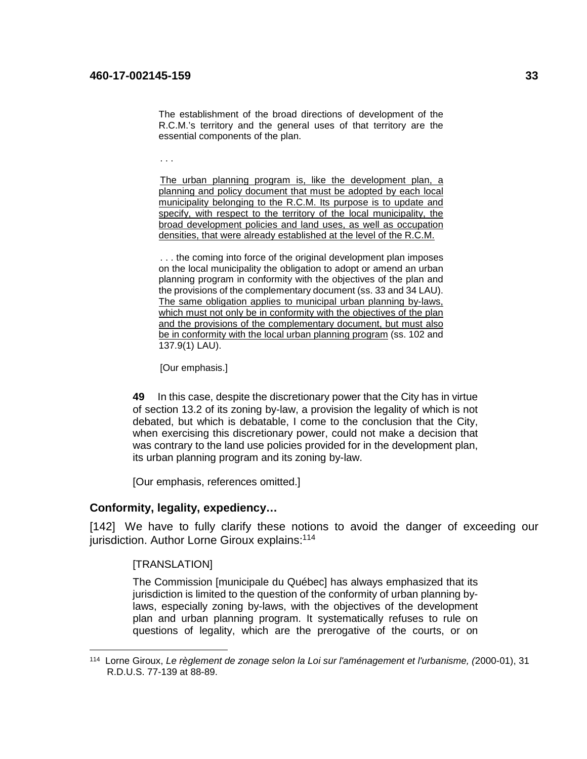> The establishment of the broad directions of development of the R.C.M.'s territory and the general uses of that territory are the essential components of the plan.
>
> . . .
>
> <u>The urban planning program is, like the development plan, a planning and policy document that must be adopted by each local municipality belonging to the R.C.M. Its purpose is to update and specify, with respect to the territory of the local municipality, the broad development policies and land uses, as well as occupation densities, that were already established at the level of the R.C.M.</u>
>
> . . . the coming into force of the original development plan imposes on the local municipality the obligation to adopt or amend an urban planning program in conformity with the objectives of the plan and the provisions of the complementary document (ss. 33 and 34 LAU). <u>The same obligation applies to municipal urban planning by-laws, which must not only be in conformity with the objectives of the plan and the provisions of the complementary document, but must also be in conformity with the local urban planning program</u> (ss. 102 and 137.9(1) LAU).
>
> [Our emphasis.]

> **49** In this case, despite the discretionary power that the City has in virtue of section 13.2 of its zoning by-law, a provision the legality of which is not debated, but which is debatable, I come to the conclusion that the City, when exercising this discretionary power, could not make a decision that was contrary to the land use policies provided for in the development plan, its urban planning program and its zoning by-law.
>
> [Our emphasis, references omitted.]

### Conformity, legality, expediency…

[142] We have to fully clarify these notions to avoid the danger of exceeding our jurisdiction. Author Lorne Giroux explains:[114]

> [TRANSLATION]
>
> The Commission [municipale du Québec] has always emphasized that its jurisdiction is limited to the question of the conformity of urban planning by-laws, especially zoning by-laws, with the objectives of the development plan and urban planning program. It systematically refuses to rule on questions of legality, which are the prerogative of the courts, or on

---

[114] Lorne Giroux, *Le règlement de zonage selon la Loi sur l'aménagement et l'urbanisme, (*2000-01), 31 R.D.U.S. 77-139 at 88-89.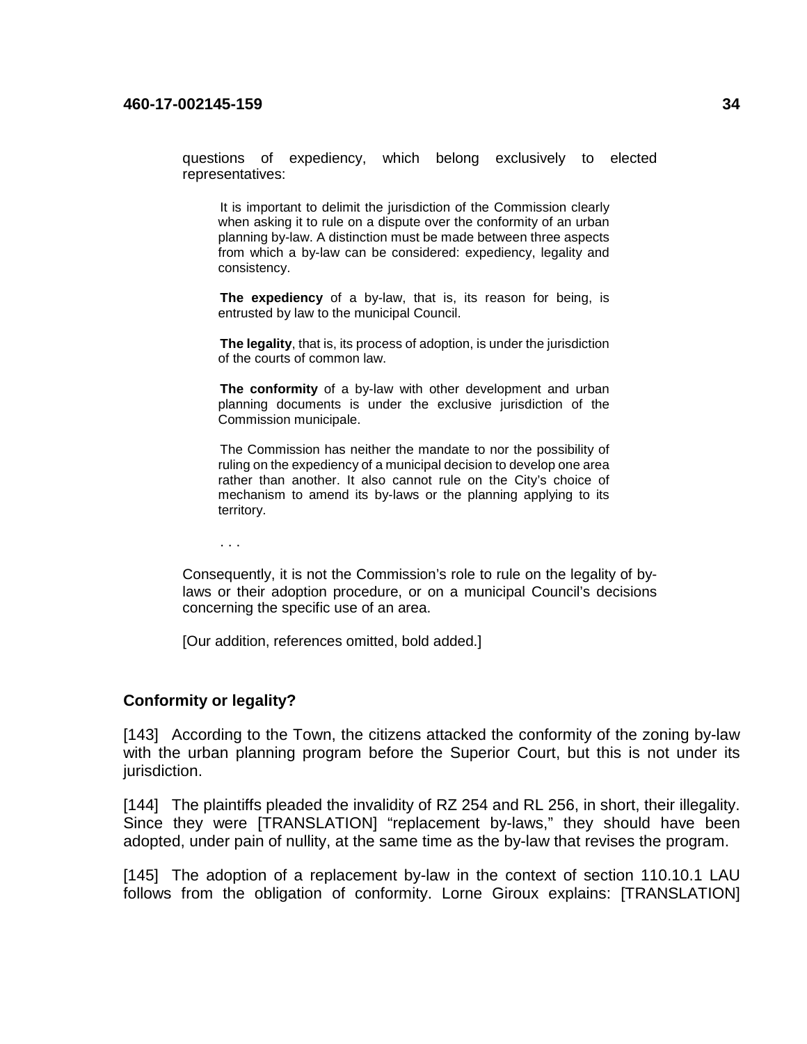questions of expediency, which belong exclusively to elected representatives:

> It is important to delimit the jurisdiction of the Commission clearly when asking it to rule on a dispute over the conformity of an urban planning by-law. A distinction must be made between three aspects from which a by-law can be considered: expediency, legality and consistency.
>
> **The expediency** of a by-law, that is, its reason for being, is entrusted by law to the municipal Council.
>
> **The legality**, that is, its process of adoption, is under the jurisdiction of the courts of common law.
>
> **The conformity** of a by-law with other development and urban planning documents is under the exclusive jurisdiction of the Commission municipale.
>
> The Commission has neither the mandate to nor the possibility of ruling on the expediency of a municipal decision to develop one area rather than another. It also cannot rule on the City's choice of mechanism to amend its by-laws or the planning applying to its territory.
>
> . . .

Consequently, it is not the Commission's role to rule on the legality of by-laws or their adoption procedure, or on a municipal Council's decisions concerning the specific use of an area.

[Our addition, references omitted, bold added.]

### Conformity or legality?

[143] According to the Town, the citizens attacked the conformity of the zoning by-law with the urban planning program before the Superior Court, but this is not under its jurisdiction.

[144] The plaintiffs pleaded the invalidity of RZ 254 and RL 256, in short, their illegality. Since they were [TRANSLATION] "replacement by-laws," they should have been adopted, under pain of nullity, at the same time as the by-law that revises the program.

[145] The adoption of a replacement by-law in the context of section 110.10.1 LAU follows from the obligation of conformity. Lorne Giroux explains: [TRANSLATION]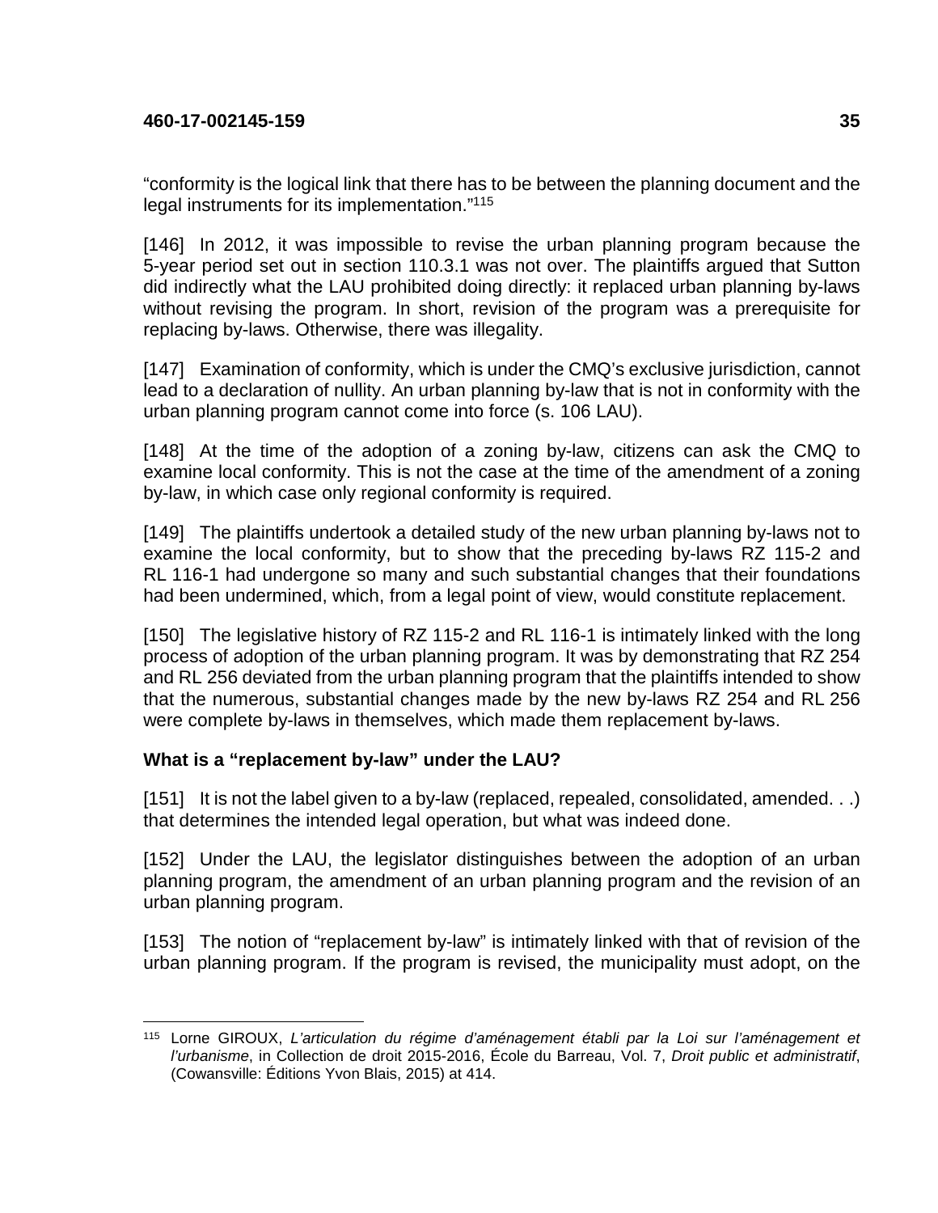"conformity is the logical link that there has to be between the planning document and the legal instruments for its implementation."[115]

[146] In 2012, it was impossible to revise the urban planning program because the 5-year period set out in section 110.3.1 was not over. The plaintiffs argued that Sutton did indirectly what the LAU prohibited doing directly: it replaced urban planning by-laws without revising the program. In short, revision of the program was a prerequisite for replacing by-laws. Otherwise, there was illegality.

[147] Examination of conformity, which is under the CMQ's exclusive jurisdiction, cannot lead to a declaration of nullity. An urban planning by-law that is not in conformity with the urban planning program cannot come into force (s. 106 LAU).

[148] At the time of the adoption of a zoning by-law, citizens can ask the CMQ to examine local conformity. This is not the case at the time of the amendment of a zoning by-law, in which case only regional conformity is required.

[149] The plaintiffs undertook a detailed study of the new urban planning by-laws not to examine the local conformity, but to show that the preceding by-laws RZ 115-2 and RL 116-1 had undergone so many and such substantial changes that their foundations had been undermined, which, from a legal point of view, would constitute replacement.

[150] The legislative history of RZ 115-2 and RL 116-1 is intimately linked with the long process of adoption of the urban planning program. It was by demonstrating that RZ 254 and RL 256 deviated from the urban planning program that the plaintiffs intended to show that the numerous, substantial changes made by the new by-laws RZ 254 and RL 256 were complete by-laws in themselves, which made them replacement by-laws.

### What is a "replacement by-law" under the LAU?

[151] It is not the label given to a by-law (replaced, repealed, consolidated, amended. . .) that determines the intended legal operation, but what was indeed done.

[152] Under the LAU, the legislator distinguishes between the adoption of an urban planning program, the amendment of an urban planning program and the revision of an urban planning program.

[153] The notion of "replacement by-law" is intimately linked with that of revision of the urban planning program. If the program is revised, the municipality must adopt, on the

---

[115] Lorne GIROUX, *L'articulation du régime d'aménagement établi par la Loi sur l'aménagement et l'urbanisme*, in Collection de droit 2015-2016, École du Barreau, Vol. 7, *Droit public et administratif*, (Cowansville: Éditions Yvon Blais, 2015) at 414.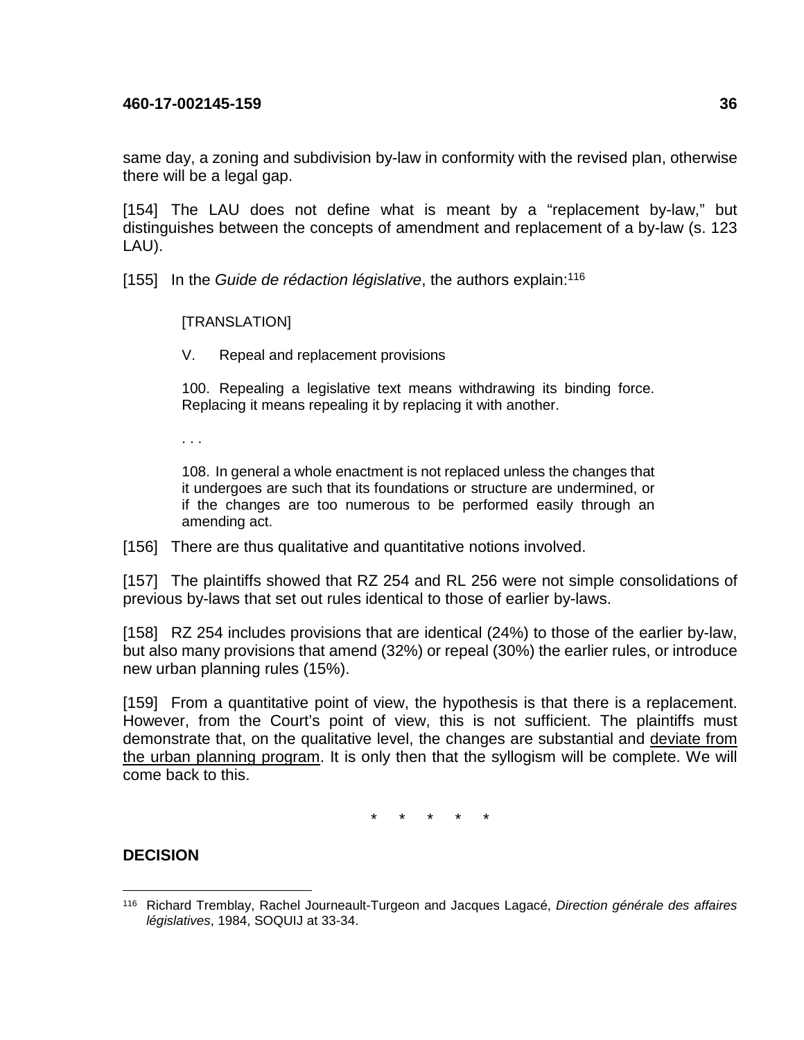same day, a zoning and subdivision by-law in conformity with the revised plan, otherwise there will be a legal gap.

[154] The LAU does not define what is meant by a "replacement by-law," but distinguishes between the concepts of amendment and replacement of a by-law (s. 123 LAU).

[155] In the *Guide de rédaction législative*, the authors explain:[116]

> [TRANSLATION]
>
> V. Repeal and replacement provisions
>
> 100. Repealing a legislative text means withdrawing its binding force. Replacing it means repealing it by replacing it with another.
>
> . . .
>
> 108. In general a whole enactment is not replaced unless the changes that it undergoes are such that its foundations or structure are undermined, or if the changes are too numerous to be performed easily through an amending act.

[156] There are thus qualitative and quantitative notions involved.

[157] The plaintiffs showed that RZ 254 and RL 256 were not simple consolidations of previous by-laws that set out rules identical to those of earlier by-laws.

[158] RZ 254 includes provisions that are identical (24%) to those of the earlier by-law, but also many provisions that amend (32%) or repeal (30%) the earlier rules, or introduce new urban planning rules (15%).

[159] From a quantitative point of view, the hypothesis is that there is a replacement. However, from the Court's point of view, this is not sufficient. The plaintiffs must demonstrate that, on the qualitative level, the changes are substantial and <u>deviate from the urban planning program</u>. It is only then that the syllogism will be complete. We will come back to this.

\* \* \* \* \*

**DECISION**

---

[116] Richard Tremblay, Rachel Journeault-Turgeon and Jacques Lagacé, *Direction générale des affaires législatives*, 1984, SOQUIJ at 33-34.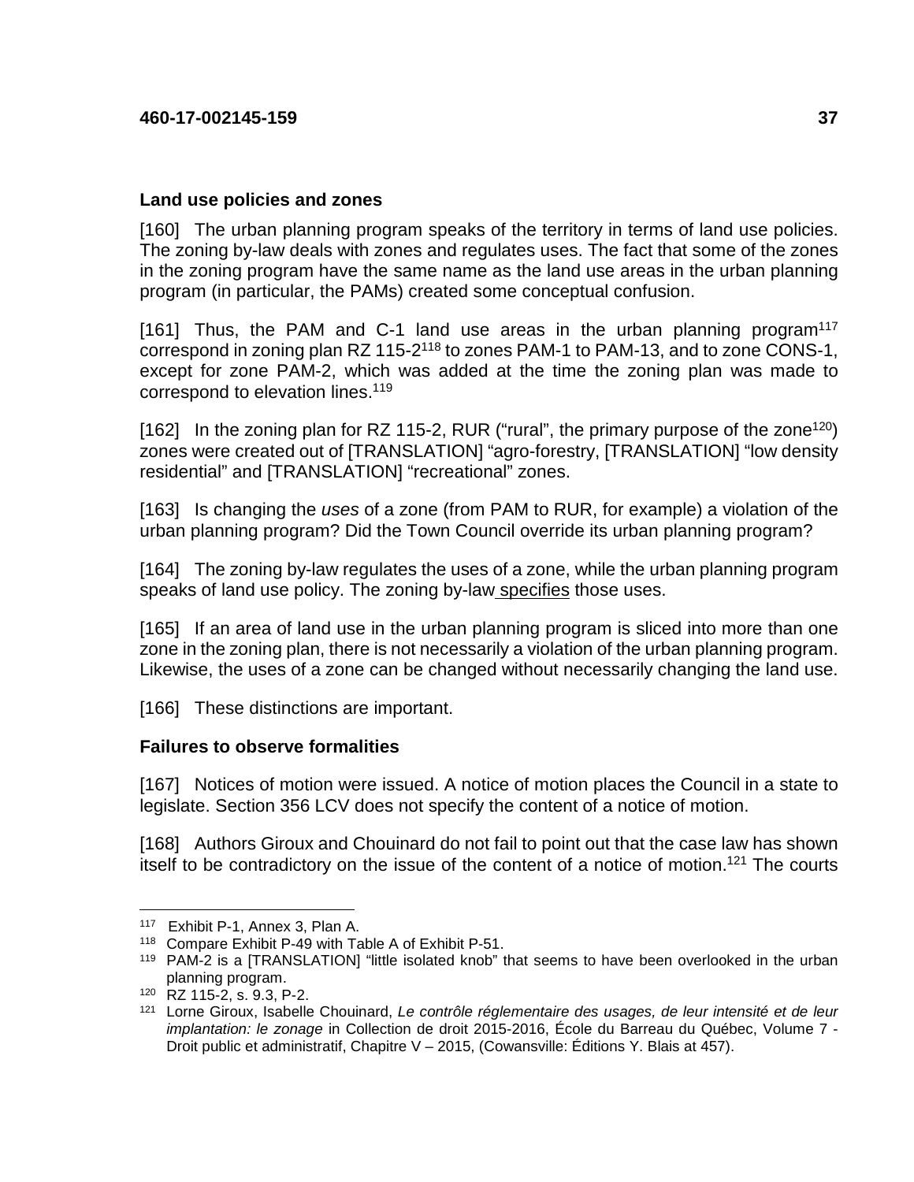### Land use policies and zones

[160] The urban planning program speaks of the territory in terms of land use policies. The zoning by-law deals with zones and regulates uses. The fact that some of the zones in the zoning program have the same name as the land use areas in the urban planning program (in particular, the PAMs) created some conceptual confusion.

[161] Thus, the PAM and C-1 land use areas in the urban planning program[117] correspond in zoning plan RZ 115-2[118] to zones PAM-1 to PAM-13, and to zone CONS-1, except for zone PAM-2, which was added at the time the zoning plan was made to correspond to elevation lines.[119]

[162] In the zoning plan for RZ 115-2, RUR ("rural", the primary purpose of the zone[120]) zones were created out of [TRANSLATION] "agro-forestry, [TRANSLATION] "low density residential" and [TRANSLATION] "recreational" zones.

[163] Is changing the *uses* of a zone (from PAM to RUR, for example) a violation of the urban planning program? Did the Town Council override its urban planning program?

[164] The zoning by-law regulates the uses of a zone, while the urban planning program speaks of land use policy. The zoning by-law <u>specifies</u> those uses.

[165] If an area of land use in the urban planning program is sliced into more than one zone in the zoning plan, there is not necessarily a violation of the urban planning program. Likewise, the uses of a zone can be changed without necessarily changing the land use.

[166] These distinctions are important.

### Failures to observe formalities

[167] Notices of motion were issued. A notice of motion places the Council in a state to legislate. Section 356 LCV does not specify the content of a notice of motion.

[168] Authors Giroux and Chouinard do not fail to point out that the case law has shown itself to be contradictory on the issue of the content of a notice of motion.[121] The courts

---

[117] Exhibit P-1, Annex 3, Plan A.

[118] Compare Exhibit P-49 with Table A of Exhibit P-51.

[119] PAM-2 is a [TRANSLATION] "little isolated knob" that seems to have been overlooked in the urban planning program.

[120] RZ 115-2, s. 9.3, P-2.

[121] Lorne Giroux, Isabelle Chouinard, *Le contrôle réglementaire des usages, de leur intensité et de leur implantation: le zonage* in Collection de droit 2015-2016, École du Barreau du Québec, Volume 7 - Droit public et administratif, Chapitre V – 2015, (Cowansville: Éditions Y. Blais at 457).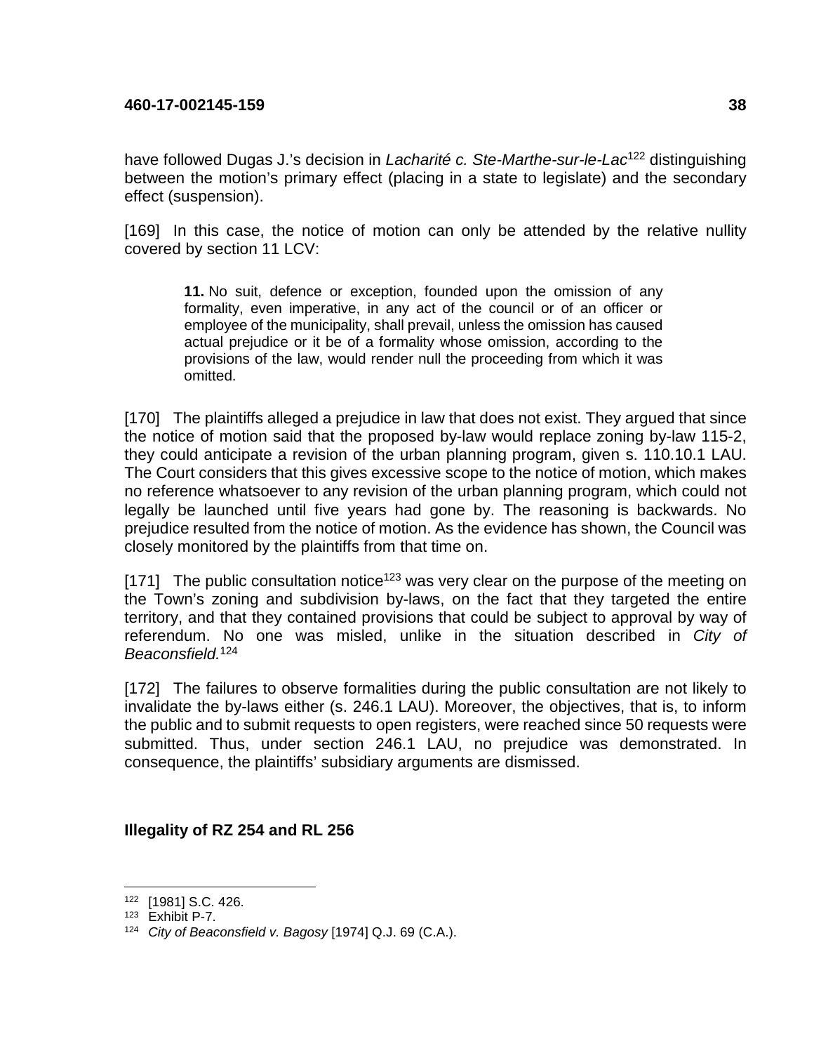have followed Dugas J.'s decision in *Lacharité c. Ste-Marthe-sur-le-Lac*[122] distinguishing between the motion's primary effect (placing in a state to legislate) and the secondary effect (suspension).

[169] In this case, the notice of motion can only be attended by the relative nullity covered by section 11 LCV:

> **11.** No suit, defence or exception, founded upon the omission of any formality, even imperative, in any act of the council or of an officer or employee of the municipality, shall prevail, unless the omission has caused actual prejudice or it be of a formality whose omission, according to the provisions of the law, would render null the proceeding from which it was omitted.

[170] The plaintiffs alleged a prejudice in law that does not exist. They argued that since the notice of motion said that the proposed by-law would replace zoning by-law 115-2, they could anticipate a revision of the urban planning program, given s. 110.10.1 LAU. The Court considers that this gives excessive scope to the notice of motion, which makes no reference whatsoever to any revision of the urban planning program, which could not legally be launched until five years had gone by. The reasoning is backwards. No prejudice resulted from the notice of motion. As the evidence has shown, the Council was closely monitored by the plaintiffs from that time on.

[171] The public consultation notice[123] was very clear on the purpose of the meeting on the Town's zoning and subdivision by-laws, on the fact that they targeted the entire territory, and that they contained provisions that could be subject to approval by way of referendum. No one was misled, unlike in the situation described in *City of Beaconsfield.*[124]

[172] The failures to observe formalities during the public consultation are not likely to invalidate the by-laws either (s. 246.1 LAU). Moreover, the objectives, that is, to inform the public and to submit requests to open registers, were reached since 50 requests were submitted. Thus, under section 246.1 LAU, no prejudice was demonstrated. In consequence, the plaintiffs' subsidiary arguments are dismissed.

**Illegality of RZ 254 and RL 256**

---

[122] [1981] S.C. 426.

[123] Exhibit P-7.

[124] *City of Beaconsfield v. Bagosy* [1974] Q.J. 69 (C.A.).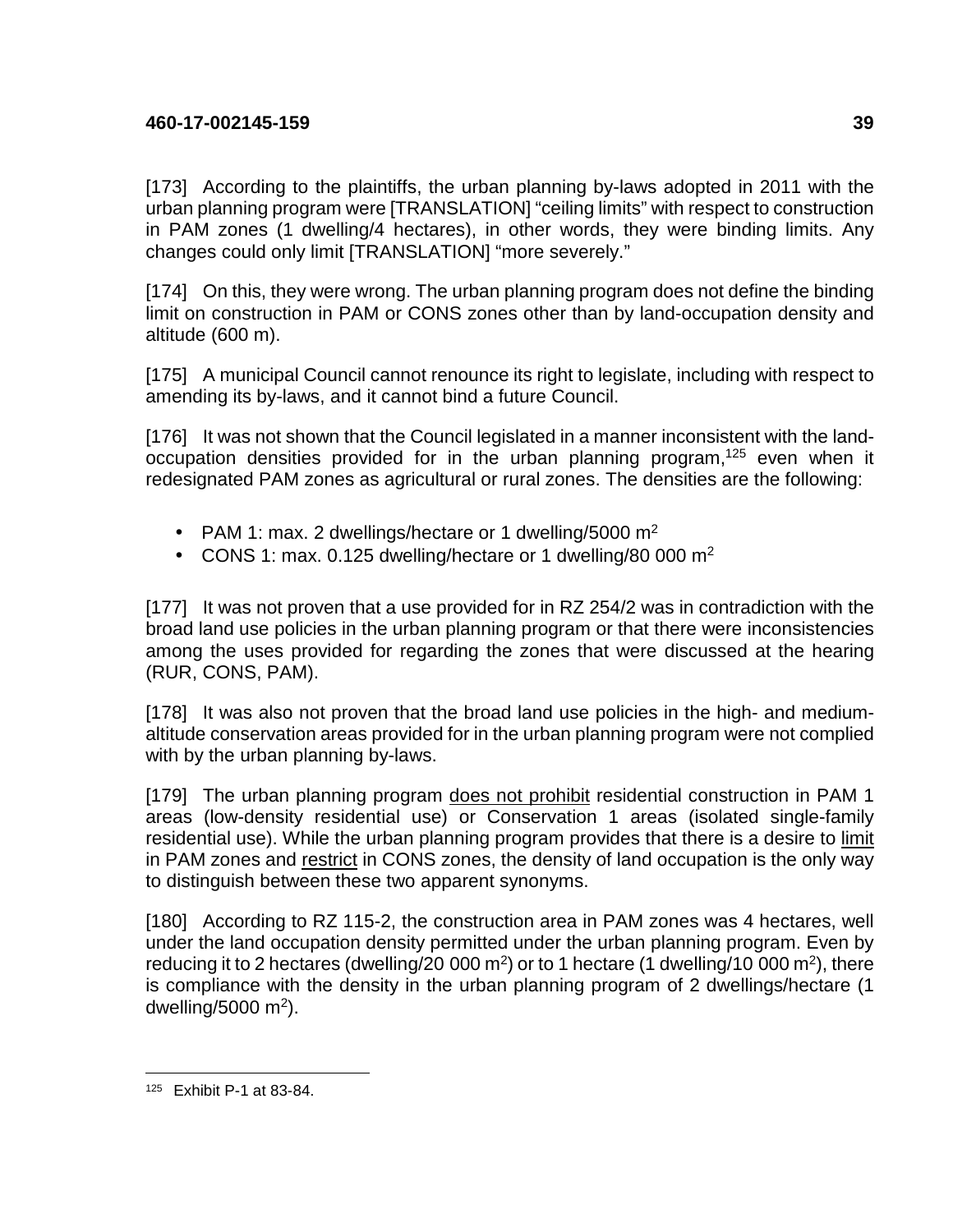[173] According to the plaintiffs, the urban planning by-laws adopted in 2011 with the urban planning program were [TRANSLATION] “ceiling limits” with respect to construction in PAM zones (1 dwelling/4 hectares), in other words, they were binding limits. Any changes could only limit [TRANSLATION] “more severely.”

[174] On this, they were wrong. The urban planning program does not define the binding limit on construction in PAM or CONS zones other than by land-occupation density and altitude (600 m).

[175] A municipal Council cannot renounce its right to legislate, including with respect to amending its by-laws, and it cannot bind a future Council.

[176] It was not shown that the Council legislated in a manner inconsistent with the land-occupation densities provided for in the urban planning program,[125] even when it redesignated PAM zones as agricultural or rural zones. The densities are the following:

- PAM 1: max. 2 dwellings/hectare or 1 dwelling/5000 $m^2$
- CONS 1: max. 0.125 dwelling/hectare or 1 dwelling/80 000 $m^2$

[177] It was not proven that a use provided for in RZ 254/2 was in contradiction with the broad land use policies in the urban planning program or that there were inconsistencies among the uses provided for regarding the zones that were discussed at the hearing (RUR, CONS, PAM).

[178] It was also not proven that the broad land use policies in the high- and medium-altitude conservation areas provided for in the urban planning program were not complied with by the urban planning by-laws.

[179] The urban planning program does not prohibit residential construction in PAM 1 areas (low-density residential use) or Conservation 1 areas (isolated single-family residential use). While the urban planning program provides that there is a desire to limit in PAM zones and restrict in CONS zones, the density of land occupation is the only way to distinguish between these two apparent synonyms.

[180] According to RZ 115-2, the construction area in PAM zones was 4 hectares, well under the land occupation density permitted under the urban planning program. Even by reducing it to 2 hectares (dwelling/20 000 $m^2$) or to 1 hectare (1 dwelling/10 000 $m^2$), there is compliance with the density in the urban planning program of 2 dwellings/hectare (1 dwelling/5000 $m^2$).

---

[125] Exhibit P-1 at 83-84.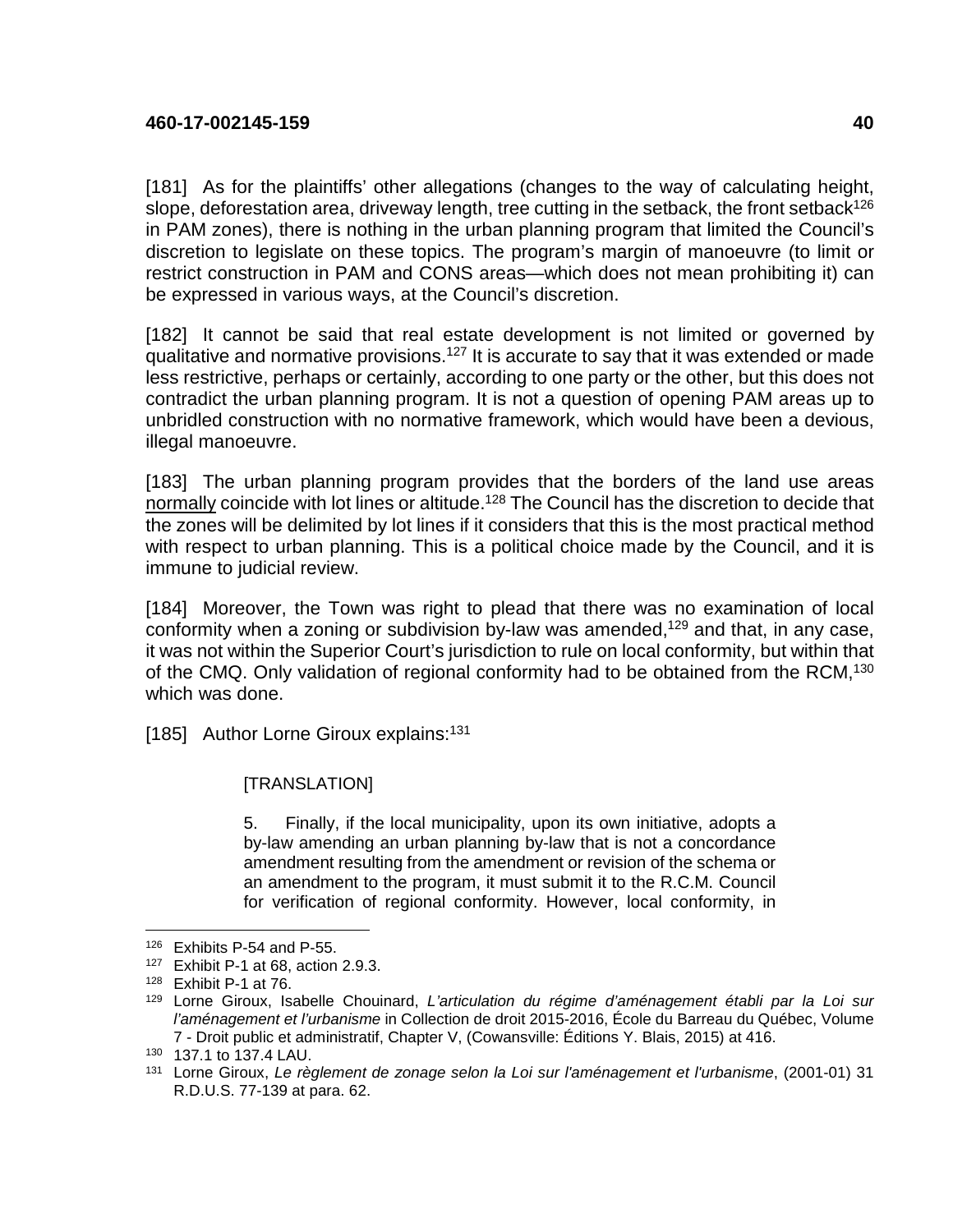[181] As for the plaintiffs' other allegations (changes to the way of calculating height, slope, deforestation area, driveway length, tree cutting in the setback, the front setback[126] in PAM zones), there is nothing in the urban planning program that limited the Council's discretion to legislate on these topics. The program's margin of manoeuvre (to limit or restrict construction in PAM and CONS areas—which does not mean prohibiting it) can be expressed in various ways, at the Council's discretion.

[182] It cannot be said that real estate development is not limited or governed by qualitative and normative provisions.[127] It is accurate to say that it was extended or made less restrictive, perhaps or certainly, according to one party or the other, but this does not contradict the urban planning program. It is not a question of opening PAM areas up to unbridled construction with no normative framework, which would have been a devious, illegal manoeuvre.

[183] The urban planning program provides that the borders of the land use areas normally coincide with lot lines or altitude.[128] The Council has the discretion to decide that the zones will be delimited by lot lines if it considers that this is the most practical method with respect to urban planning. This is a political choice made by the Council, and it is immune to judicial review.

[184] Moreover, the Town was right to plead that there was no examination of local conformity when a zoning or subdivision by-law was amended,[129] and that, in any case, it was not within the Superior Court's jurisdiction to rule on local conformity, but within that of the CMQ. Only validation of regional conformity had to be obtained from the RCM,[130] which was done.

[185] Author Lorne Giroux explains:[131]

> [TRANSLATION]
>
> 5. Finally, if the local municipality, upon its own initiative, adopts a by-law amending an urban planning by-law that is not a concordance amendment resulting from the amendment or revision of the schema or an amendment to the program, it must submit it to the R.C.M. Council for verification of regional conformity. However, local conformity, in

---

[126] Exhibits P-54 and P-55.

[127] Exhibit P-1 at 68, action 2.9.3.

[128] Exhibit P-1 at 76.

[129] Lorne Giroux, Isabelle Chouinard, *L'articulation du régime d'aménagement établi par la Loi sur l'aménagement et l'urbanisme* in Collection de droit 2015-2016, École du Barreau du Québec, Volume 7 - Droit public et administratif, Chapter V, (Cowansville: Éditions Y. Blais, 2015) at 416.

[130] 137.1 to 137.4 LAU.

[131] Lorne Giroux, *Le règlement de zonage selon la Loi sur l'aménagement et l'urbanisme*, (2001-01) 31 R.D.U.S. 77-139 at para. 62.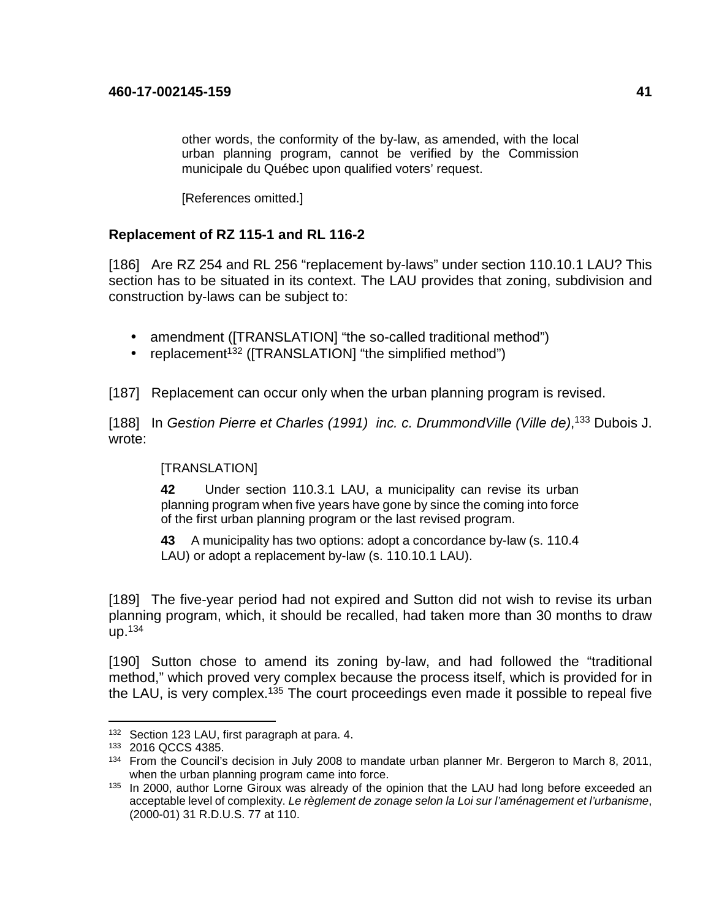other words, the conformity of the by-law, as amended, with the local urban planning program, cannot be verified by the Commission municipale du Québec upon qualified voters' request.

[References omitted.]

**Replacement of RZ 115-1 and RL 116-2**

[186] Are RZ 254 and RL 256 "replacement by-laws" under section 110.10.1 LAU? This section has to be situated in its context. The LAU provides that zoning, subdivision and construction by-laws can be subject to:

- amendment ([TRANSLATION] "the so-called traditional method")
- replacement[132] ([TRANSLATION] "the simplified method")

[187] Replacement can occur only when the urban planning program is revised.

[188] In *Gestion Pierre et Charles (1991) inc. c. DrummondVille (Ville de)*,[133] Dubois J. wrote:

> [TRANSLATION]
>
> **42** Under section 110.3.1 LAU, a municipality can revise its urban planning program when five years have gone by since the coming into force of the first urban planning program or the last revised program.
>
> **43** A municipality has two options: adopt a concordance by-law (s. 110.4 LAU) or adopt a replacement by-law (s. 110.10.1 LAU).

[189] The five-year period had not expired and Sutton did not wish to revise its urban planning program, which, it should be recalled, had taken more than 30 months to draw up.[134]

[190] Sutton chose to amend its zoning by-law, and had followed the "traditional method," which proved very complex because the process itself, which is provided for in the LAU, is very complex.[135] The court proceedings even made it possible to repeal five

---

[132] Section 123 LAU, first paragraph at para. 4.

[133] 2016 QCCS 4385.

[134] From the Council's decision in July 2008 to mandate urban planner Mr. Bergeron to March 8, 2011, when the urban planning program came into force.

[135] In 2000, author Lorne Giroux was already of the opinion that the LAU had long before exceeded an acceptable level of complexity. *Le règlement de zonage selon la Loi sur l'aménagement et l'urbanisme*, (2000-01) 31 R.D.U.S. 77 at 110.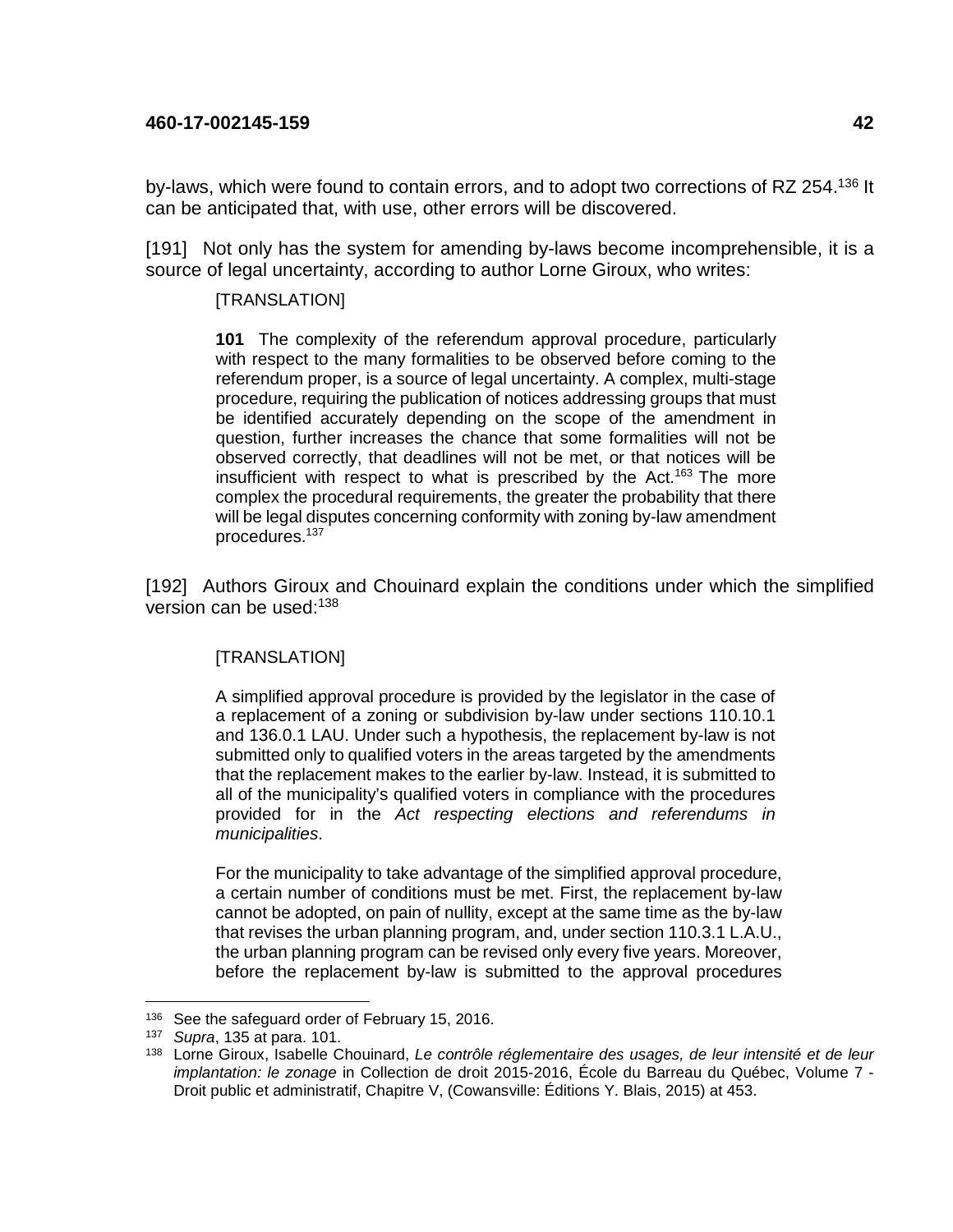by-laws, which were found to contain errors, and to adopt two corrections of RZ 254.[136] It can be anticipated that, with use, other errors will be discovered.

[191] Not only has the system for amending by-laws become incomprehensible, it is a source of legal uncertainty, according to author Lorne Giroux, who writes:

> [TRANSLATION]
>
> **101** The complexity of the referendum approval procedure, particularly with respect to the many formalities to be observed before coming to the referendum proper, is a source of legal uncertainty. A complex, multi-stage procedure, requiring the publication of notices addressing groups that must be identified accurately depending on the scope of the amendment in question, further increases the chance that some formalities will not be observed correctly, that deadlines will not be met, or that notices will be insufficient with respect to what is prescribed by the Act.[163] The more complex the procedural requirements, the greater the probability that there will be legal disputes concerning conformity with zoning by-law amendment procedures.[137]

[192] Authors Giroux and Chouinard explain the conditions under which the simplified version can be used:[138]

> [TRANSLATION]
>
> A simplified approval procedure is provided by the legislator in the case of a replacement of a zoning or subdivision by-law under sections 110.10.1 and 136.0.1 LAU. Under such a hypothesis, the replacement by-law is not submitted only to qualified voters in the areas targeted by the amendments that the replacement makes to the earlier by-law. Instead, it is submitted to all of the municipality's qualified voters in compliance with the procedures provided for in the *Act respecting elections and referendums in municipalities*.
>
> For the municipality to take advantage of the simplified approval procedure, a certain number of conditions must be met. First, the replacement by-law cannot be adopted, on pain of nullity, except at the same time as the by-law that revises the urban planning program, and, under section 110.3.1 L.A.U., the urban planning program can be revised only every five years. Moreover, before the replacement by-law is submitted to the approval procedures

---

[136] See the safeguard order of February 15, 2016.

[137] *Supra*, 135 at para. 101.

[138] Lorne Giroux, Isabelle Chouinard, *Le contrôle réglementaire des usages, de leur intensité et de leur implantation: le zonage* in Collection de droit 2015-2016, École du Barreau du Québec, Volume 7 - Droit public et administratif, Chapitre V, (Cowansville: Éditions Y. Blais, 2015) at 453.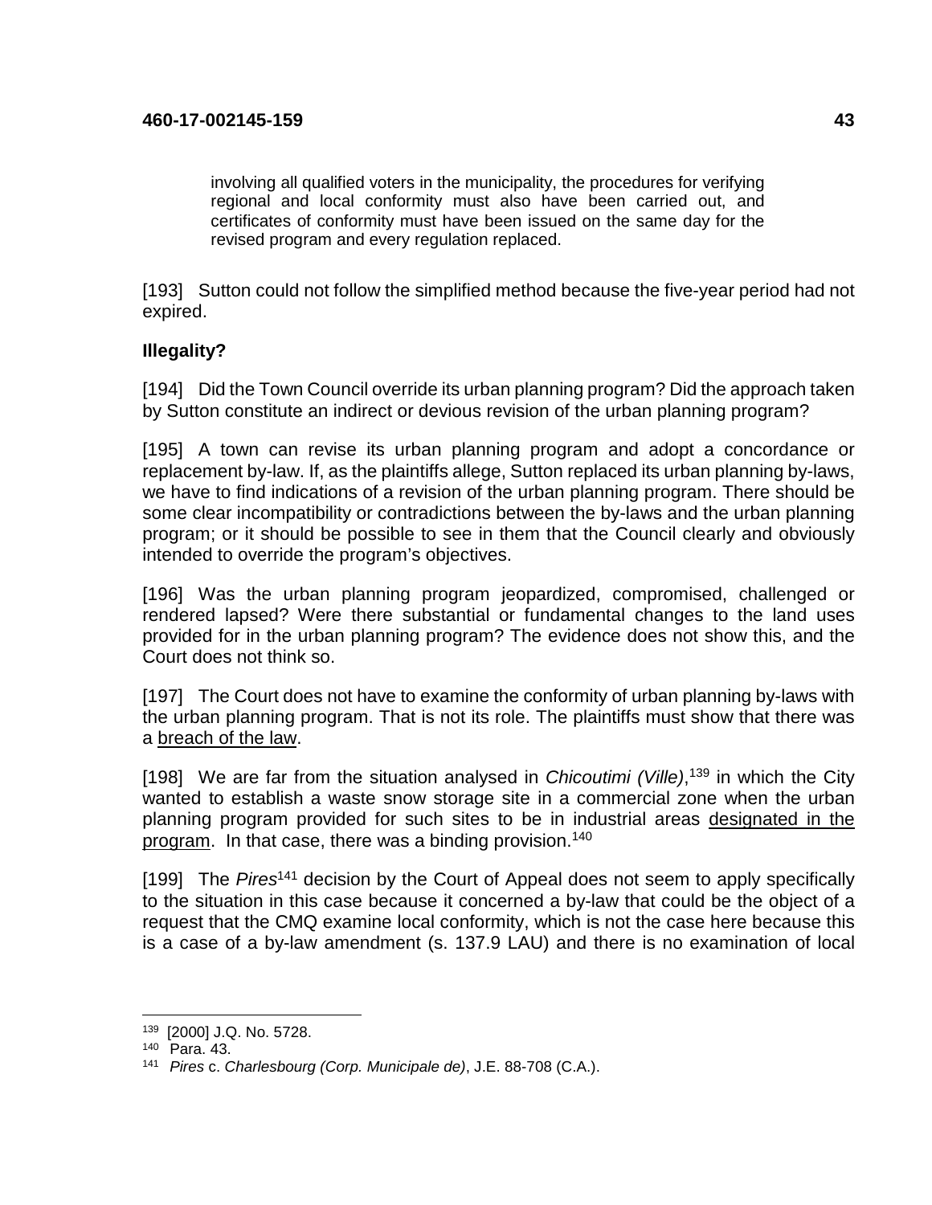> involving all qualified voters in the municipality, the procedures for verifying regional and local conformity must also have been carried out, and certificates of conformity must have been issued on the same day for the revised program and every regulation replaced.

[193] Sutton could not follow the simplified method because the five-year period had not expired.

**Illegality?**

[194] Did the Town Council override its urban planning program? Did the approach taken by Sutton constitute an indirect or devious revision of the urban planning program?

[195] A town can revise its urban planning program and adopt a concordance or replacement by-law. If, as the plaintiffs allege, Sutton replaced its urban planning by-laws, we have to find indications of a revision of the urban planning program. There should be some clear incompatibility or contradictions between the by-laws and the urban planning program; or it should be possible to see in them that the Council clearly and obviously intended to override the program's objectives.

[196] Was the urban planning program jeopardized, compromised, challenged or rendered lapsed? Were there substantial or fundamental changes to the land uses provided for in the urban planning program? The evidence does not show this, and the Court does not think so.

[197] The Court does not have to examine the conformity of urban planning by-laws with the urban planning program. That is not its role. The plaintiffs must show that there was a <u>breach of the law</u>.

[198] We are far from the situation analysed in *Chicoutimi (Ville)*,[139] in which the City wanted to establish a waste snow storage site in a commercial zone when the urban planning program provided for such sites to be in industrial areas <u>designated in the program</u>. In that case, there was a binding provision.[140]

[199] The *Pires*[141] decision by the Court of Appeal does not seem to apply specifically to the situation in this case because it concerned a by-law that could be the object of a request that the CMQ examine local conformity, which is not the case here because this is a case of a by-law amendment (s. 137.9 LAU) and there is no examination of local

---

[139] [2000] J.Q. No. 5728.

[140] Para. 43.

[141] *Pires* c. *Charlesbourg (Corp. Municipale de)*, J.E. 88-708 (C.A.).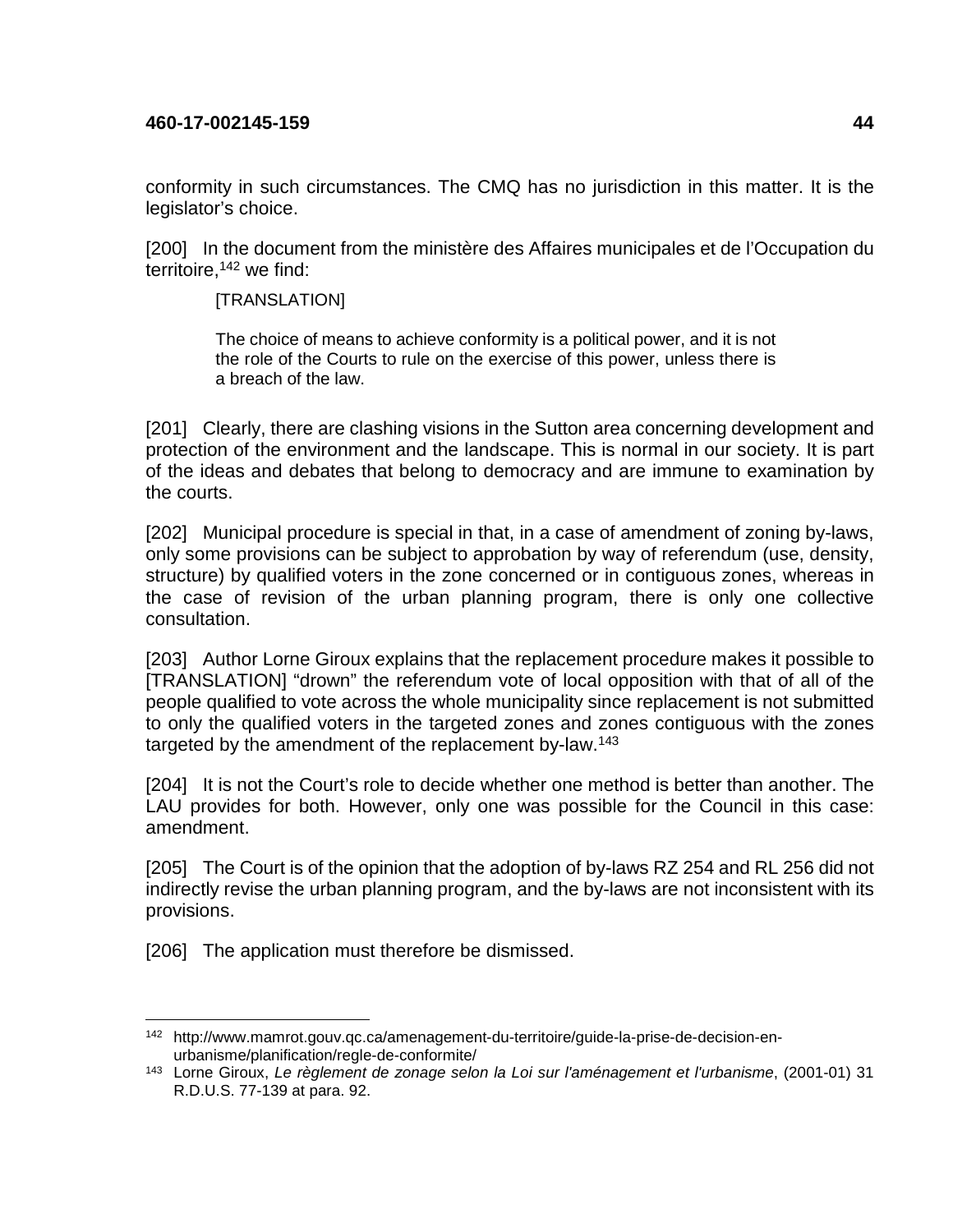conformity in such circumstances. The CMQ has no jurisdiction in this matter. It is the legislator's choice.

[200] In the document from the ministère des Affaires municipales et de l'Occupation du territoire,[142] we find:

> [TRANSLATION]
>
> The choice of means to achieve conformity is a political power, and it is not the role of the Courts to rule on the exercise of this power, unless there is a breach of the law.

[201] Clearly, there are clashing visions in the Sutton area concerning development and protection of the environment and the landscape. This is normal in our society. It is part of the ideas and debates that belong to democracy and are immune to examination by the courts.

[202] Municipal procedure is special in that, in a case of amendment of zoning by-laws, only some provisions can be subject to approbation by way of referendum (use, density, structure) by qualified voters in the zone concerned or in contiguous zones, whereas in the case of revision of the urban planning program, there is only one collective consultation.

[203] Author Lorne Giroux explains that the replacement procedure makes it possible to [TRANSLATION] "drown" the referendum vote of local opposition with that of all of the people qualified to vote across the whole municipality since replacement is not submitted to only the qualified voters in the targeted zones and zones contiguous with the zones targeted by the amendment of the replacement by-law.[143]

[204] It is not the Court's role to decide whether one method is better than another. The LAU provides for both. However, only one was possible for the Council in this case: amendment.

[205] The Court is of the opinion that the adoption of by-laws RZ 254 and RL 256 did not indirectly revise the urban planning program, and the by-laws are not inconsistent with its provisions.

[206] The application must therefore be dismissed.

---

[142] http://www.mamrot.gouv.qc.ca/amenagement-du-territoire/guide-la-prise-de-decision-en-urbanisme/planification/regle-de-conformite/

[143] Lorne Giroux, *Le règlement de zonage selon la Loi sur l'aménagement et l'urbanisme*, (2001-01) 31 R.D.U.S. 77-139 at para. 92.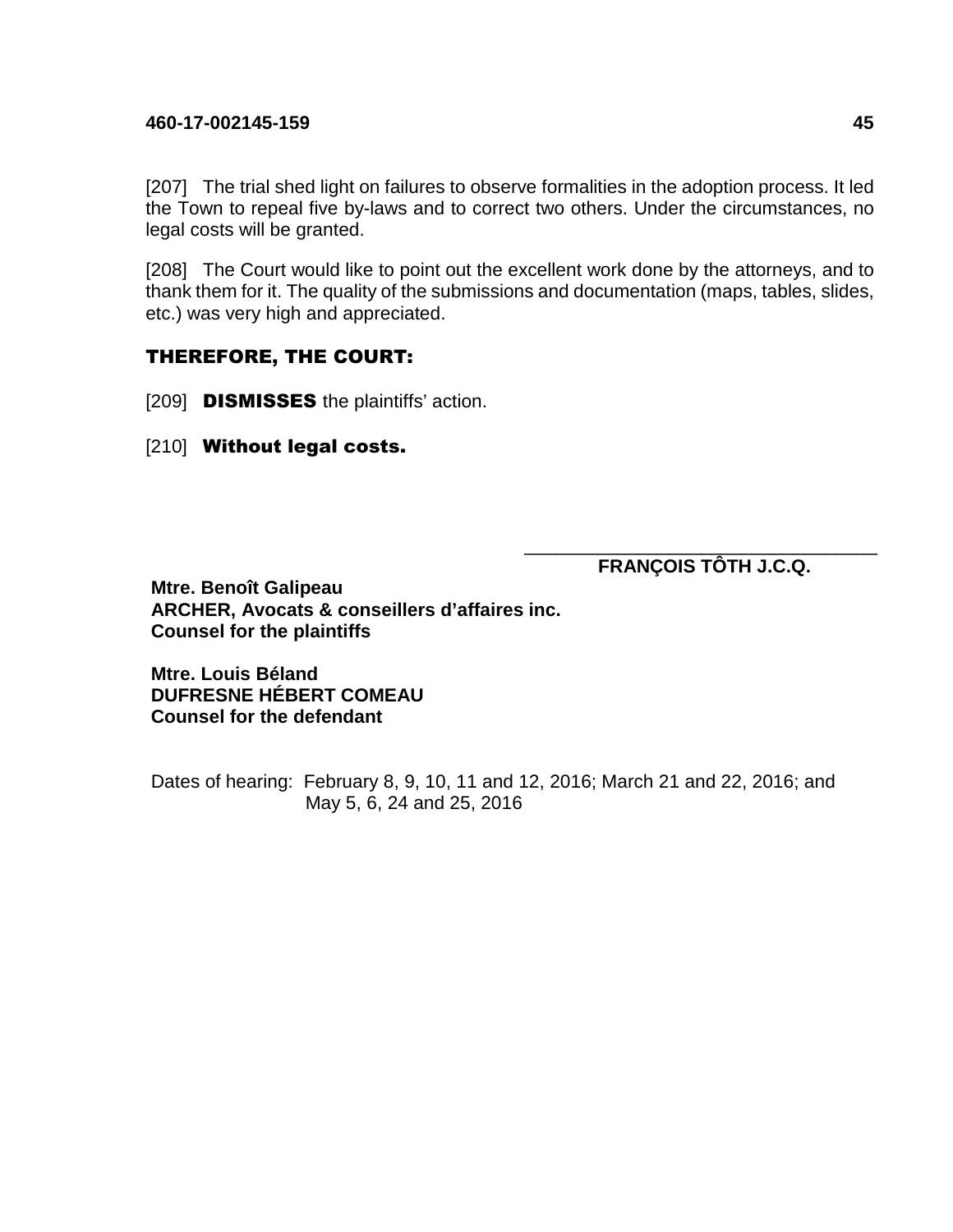[207] The trial shed light on failures to observe formalities in the adoption process. It led the Town to repeal five by-laws and to correct two others. Under the circumstances, no legal costs will be granted.

[208] The Court would like to point out the excellent work done by the attorneys, and to thank them for it. The quality of the submissions and documentation (maps, tables, slides, etc.) was very high and appreciated.

**THEREFORE, THE COURT:**

[209] **DISMISSES** the plaintiffs' action.

[210] **Without legal costs.**

__________________________________

**FRANÇOIS TÔTH J.C.Q.**

**Mtre. Benoît Galipeau**
**ARCHER, Avocats & conseillers d'affaires inc.**
**Counsel for the plaintiffs**

**Mtre. Louis Béland**
**DUFRESNE HÉBERT COMEAU**
**Counsel for the defendant**

Dates of hearing: February 8, 9, 10, 11 and 12, 2016; March 21 and 22, 2016; and May 5, 6, 24 and 25, 2016